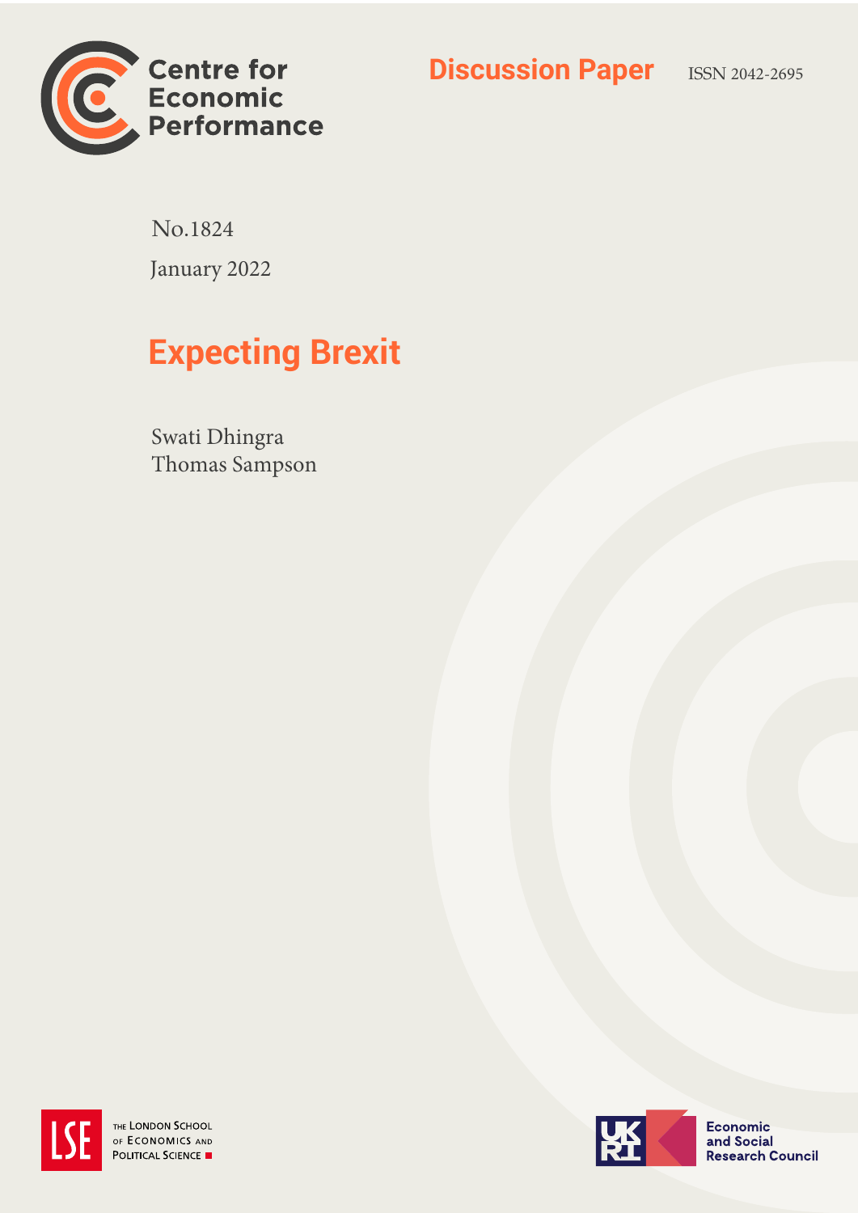Centre for Economic Performance

**Discussion Paper** ISSN 2042-2695

No.1824

January 2022

# Expecting Brexit

Swati Dhingra
Thomas Sampson

THE LONDON SCHOOL OF ECONOMICS AND POLITICAL SCIENCE

Economic and Social Research Council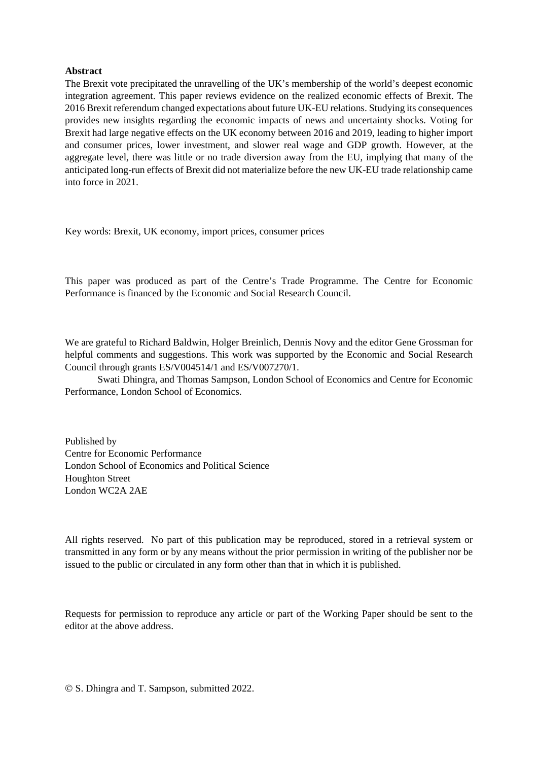**Abstract**

The Brexit vote precipitated the unravelling of the UK's membership of the world's deepest economic integration agreement. This paper reviews evidence on the realized economic effects of Brexit. The 2016 Brexit referendum changed expectations about future UK-EU relations. Studying its consequences provides new insights regarding the economic impacts of news and uncertainty shocks. Voting for Brexit had large negative effects on the UK economy between 2016 and 2019, leading to higher import and consumer prices, lower investment, and slower real wage and GDP growth. However, at the aggregate level, there was little or no trade diversion away from the EU, implying that many of the anticipated long-run effects of Brexit did not materialize before the new UK-EU trade relationship came into force in 2021.

Key words: Brexit, UK economy, import prices, consumer prices

This paper was produced as part of the Centre's Trade Programme. The Centre for Economic Performance is financed by the Economic and Social Research Council.

We are grateful to Richard Baldwin, Holger Breinlich, Dennis Novy and the editor Gene Grossman for helpful comments and suggestions. This work was supported by the Economic and Social Research Council through grants ES/V004514/1 and ES/V007270/1.

Swati Dhingra, and Thomas Sampson, London School of Economics and Centre for Economic Performance, London School of Economics.

Published by
Centre for Economic Performance
London School of Economics and Political Science
Houghton Street
London WC2A 2AE

All rights reserved. No part of this publication may be reproduced, stored in a retrieval system or transmitted in any form or by any means without the prior permission in writing of the publisher nor be issued to the public or circulated in any form other than that in which it is published.

Requests for permission to reproduce any article or part of the Working Paper should be sent to the editor at the above address.

© S. Dhingra and T. Sampson, submitted 2022.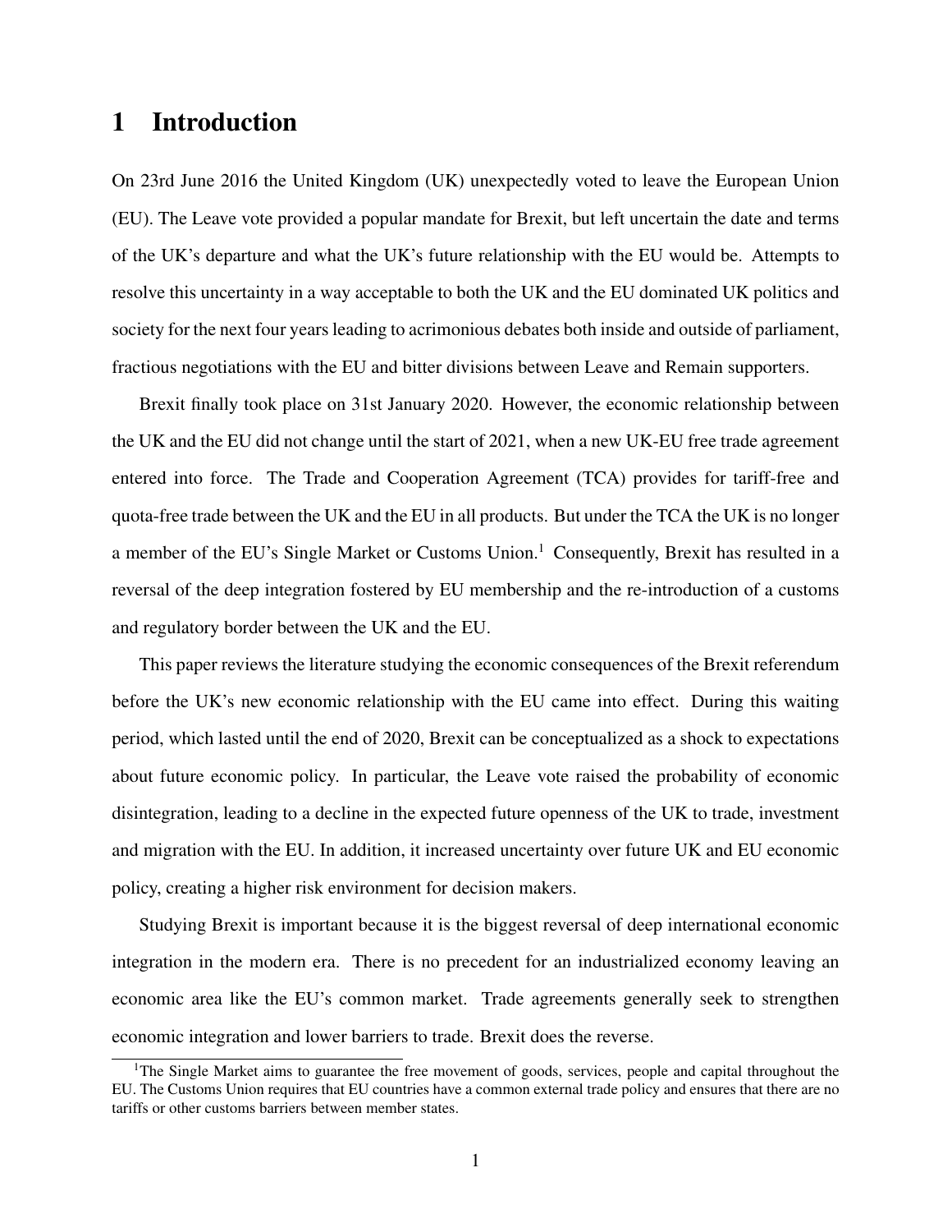# 1 Introduction

On 23rd June 2016 the United Kingdom (UK) unexpectedly voted to leave the European Union (EU). The Leave vote provided a popular mandate for Brexit, but left uncertain the date and terms of the UK's departure and what the UK's future relationship with the EU would be. Attempts to resolve this uncertainty in a way acceptable to both the UK and the EU dominated UK politics and society for the next four years leading to acrimonious debates both inside and outside of parliament, fractious negotiations with the EU and bitter divisions between Leave and Remain supporters.

Brexit finally took place on 31st January 2020. However, the economic relationship between the UK and the EU did not change until the start of 2021, when a new UK-EU free trade agreement entered into force. The Trade and Cooperation Agreement (TCA) provides for tariff-free and quota-free trade between the UK and the EU in all products. But under the TCA the UK is no longer a member of the EU's Single Market or Customs Union.[1] Consequently, Brexit has resulted in a reversal of the deep integration fostered by EU membership and the re-introduction of a customs and regulatory border between the UK and the EU.

This paper reviews the literature studying the economic consequences of the Brexit referendum before the UK's new economic relationship with the EU came into effect. During this waiting period, which lasted until the end of 2020, Brexit can be conceptualized as a shock to expectations about future economic policy. In particular, the Leave vote raised the probability of economic disintegration, leading to a decline in the expected future openness of the UK to trade, investment and migration with the EU. In addition, it increased uncertainty over future UK and EU economic policy, creating a higher risk environment for decision makers.

Studying Brexit is important because it is the biggest reversal of deep international economic integration in the modern era. There is no precedent for an industrialized economy leaving an economic area like the EU's common market. Trade agreements generally seek to strengthen economic integration and lower barriers to trade. Brexit does the reverse.

[1] The Single Market aims to guarantee the free movement of goods, services, people and capital throughout the EU. The Customs Union requires that EU countries have a common external trade policy and ensures that there are no tariffs or other customs barriers between member states.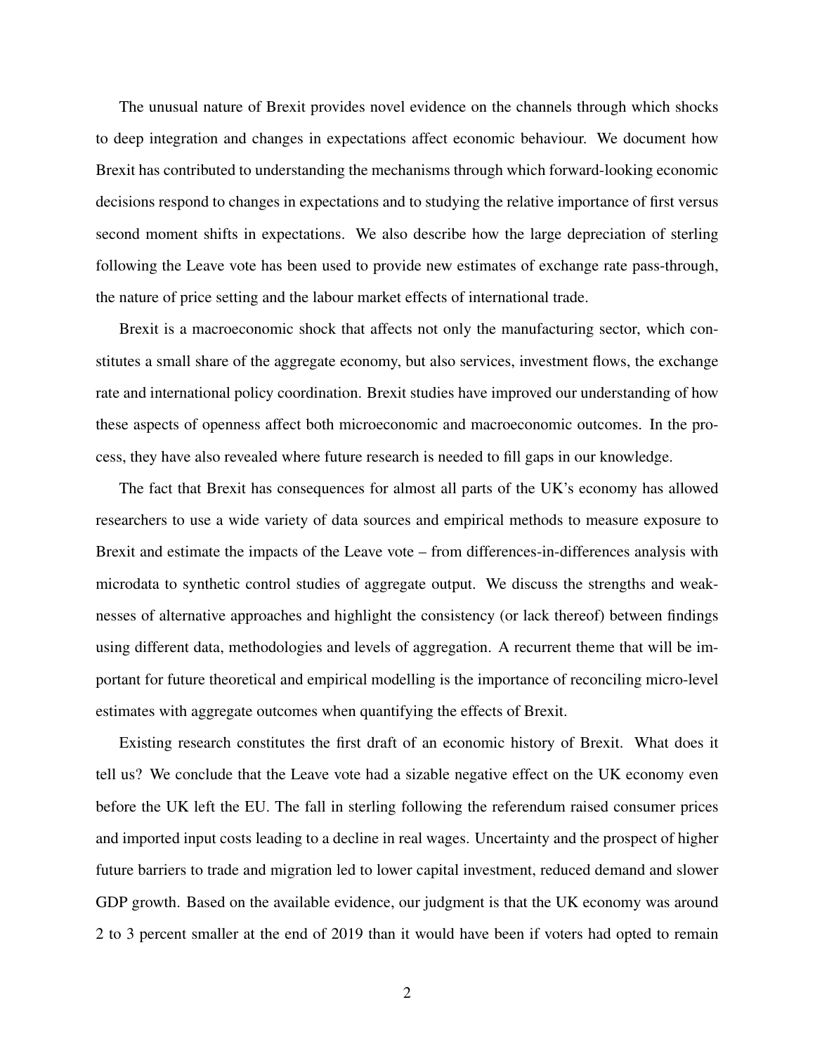The unusual nature of Brexit provides novel evidence on the channels through which shocks to deep integration and changes in expectations affect economic behaviour. We document how Brexit has contributed to understanding the mechanisms through which forward-looking economic decisions respond to changes in expectations and to studying the relative importance of first versus second moment shifts in expectations. We also describe how the large depreciation of sterling following the Leave vote has been used to provide new estimates of exchange rate pass-through, the nature of price setting and the labour market effects of international trade.

Brexit is a macroeconomic shock that affects not only the manufacturing sector, which constitutes a small share of the aggregate economy, but also services, investment flows, the exchange rate and international policy coordination. Brexit studies have improved our understanding of how these aspects of openness affect both microeconomic and macroeconomic outcomes. In the process, they have also revealed where future research is needed to fill gaps in our knowledge.

The fact that Brexit has consequences for almost all parts of the UK's economy has allowed researchers to use a wide variety of data sources and empirical methods to measure exposure to Brexit and estimate the impacts of the Leave vote – from differences-in-differences analysis with microdata to synthetic control studies of aggregate output. We discuss the strengths and weaknesses of alternative approaches and highlight the consistency (or lack thereof) between findings using different data, methodologies and levels of aggregation. A recurrent theme that will be important for future theoretical and empirical modelling is the importance of reconciling micro-level estimates with aggregate outcomes when quantifying the effects of Brexit.

Existing research constitutes the first draft of an economic history of Brexit. What does it tell us? We conclude that the Leave vote had a sizable negative effect on the UK economy even before the UK left the EU. The fall in sterling following the referendum raised consumer prices and imported input costs leading to a decline in real wages. Uncertainty and the prospect of higher future barriers to trade and migration led to lower capital investment, reduced demand and slower GDP growth. Based on the available evidence, our judgment is that the UK economy was around 2 to 3 percent smaller at the end of 2019 than it would have been if voters had opted to remain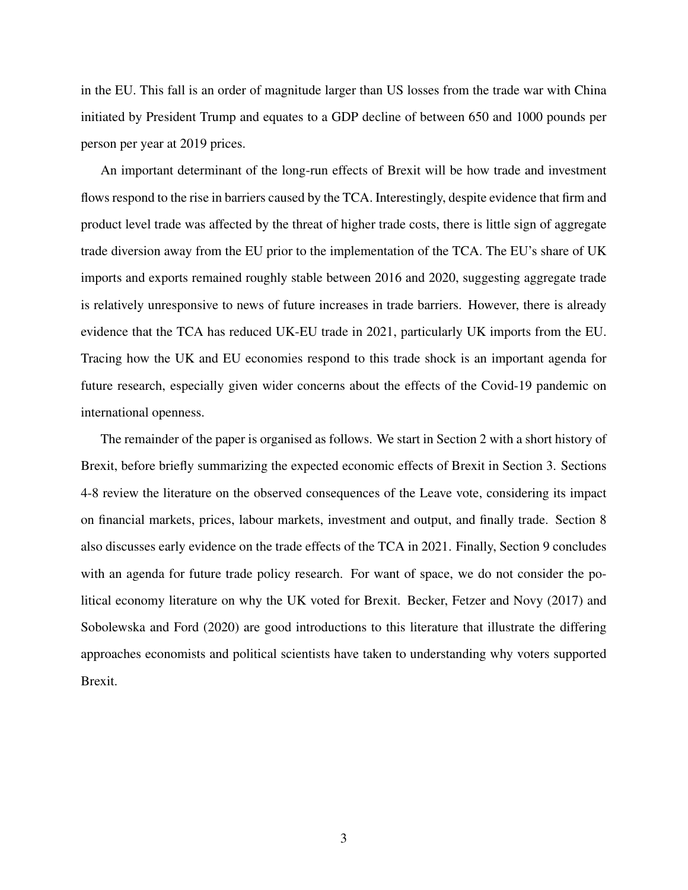in the EU. This fall is an order of magnitude larger than US losses from the trade war with China initiated by President Trump and equates to a GDP decline of between 650 and 1000 pounds per person per year at 2019 prices.

An important determinant of the long-run effects of Brexit will be how trade and investment flows respond to the rise in barriers caused by the TCA. Interestingly, despite evidence that firm and product level trade was affected by the threat of higher trade costs, there is little sign of aggregate trade diversion away from the EU prior to the implementation of the TCA. The EU's share of UK imports and exports remained roughly stable between 2016 and 2020, suggesting aggregate trade is relatively unresponsive to news of future increases in trade barriers. However, there is already evidence that the TCA has reduced UK-EU trade in 2021, particularly UK imports from the EU. Tracing how the UK and EU economies respond to this trade shock is an important agenda for future research, especially given wider concerns about the effects of the Covid-19 pandemic on international openness.

The remainder of the paper is organised as follows. We start in Section 2 with a short history of Brexit, before briefly summarizing the expected economic effects of Brexit in Section 3. Sections 4-8 review the literature on the observed consequences of the Leave vote, considering its impact on financial markets, prices, labour markets, investment and output, and finally trade. Section 8 also discusses early evidence on the trade effects of the TCA in 2021. Finally, Section 9 concludes with an agenda for future trade policy research. For want of space, we do not consider the political economy literature on why the UK voted for Brexit. Becker, Fetzer and Novy (2017) and Sobolewska and Ford (2020) are good introductions to this literature that illustrate the differing approaches economists and political scientists have taken to understanding why voters supported Brexit.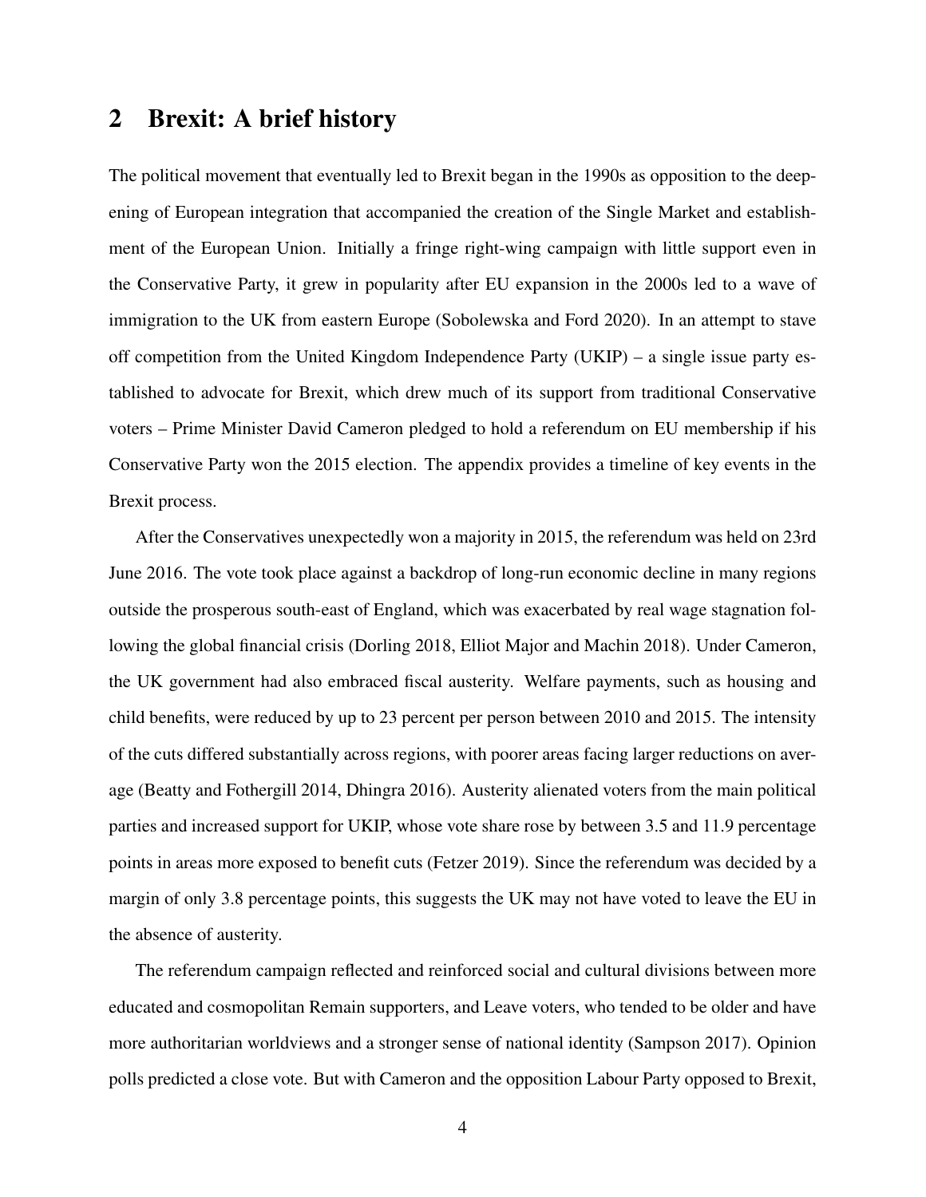## 2 Brexit: A brief history

The political movement that eventually led to Brexit began in the 1990s as opposition to the deepening of European integration that accompanied the creation of the Single Market and establishment of the European Union. Initially a fringe right-wing campaign with little support even in the Conservative Party, it grew in popularity after EU expansion in the 2000s led to a wave of immigration to the UK from eastern Europe (Sobolewska and Ford 2020). In an attempt to stave off competition from the United Kingdom Independence Party (UKIP) – a single issue party established to advocate for Brexit, which drew much of its support from traditional Conservative voters – Prime Minister David Cameron pledged to hold a referendum on EU membership if his Conservative Party won the 2015 election. The appendix provides a timeline of key events in the Brexit process.

After the Conservatives unexpectedly won a majority in 2015, the referendum was held on 23rd June 2016. The vote took place against a backdrop of long-run economic decline in many regions outside the prosperous south-east of England, which was exacerbated by real wage stagnation following the global financial crisis (Dorling 2018, Elliot Major and Machin 2018). Under Cameron, the UK government had also embraced fiscal austerity. Welfare payments, such as housing and child benefits, were reduced by up to 23 percent per person between 2010 and 2015. The intensity of the cuts differed substantially across regions, with poorer areas facing larger reductions on average (Beatty and Fothergill 2014, Dhingra 2016). Austerity alienated voters from the main political parties and increased support for UKIP, whose vote share rose by between 3.5 and 11.9 percentage points in areas more exposed to benefit cuts (Fetzer 2019). Since the referendum was decided by a margin of only 3.8 percentage points, this suggests the UK may not have voted to leave the EU in the absence of austerity.

The referendum campaign reflected and reinforced social and cultural divisions between more educated and cosmopolitan Remain supporters, and Leave voters, who tended to be older and have more authoritarian worldviews and a stronger sense of national identity (Sampson 2017). Opinion polls predicted a close vote. But with Cameron and the opposition Labour Party opposed to Brexit,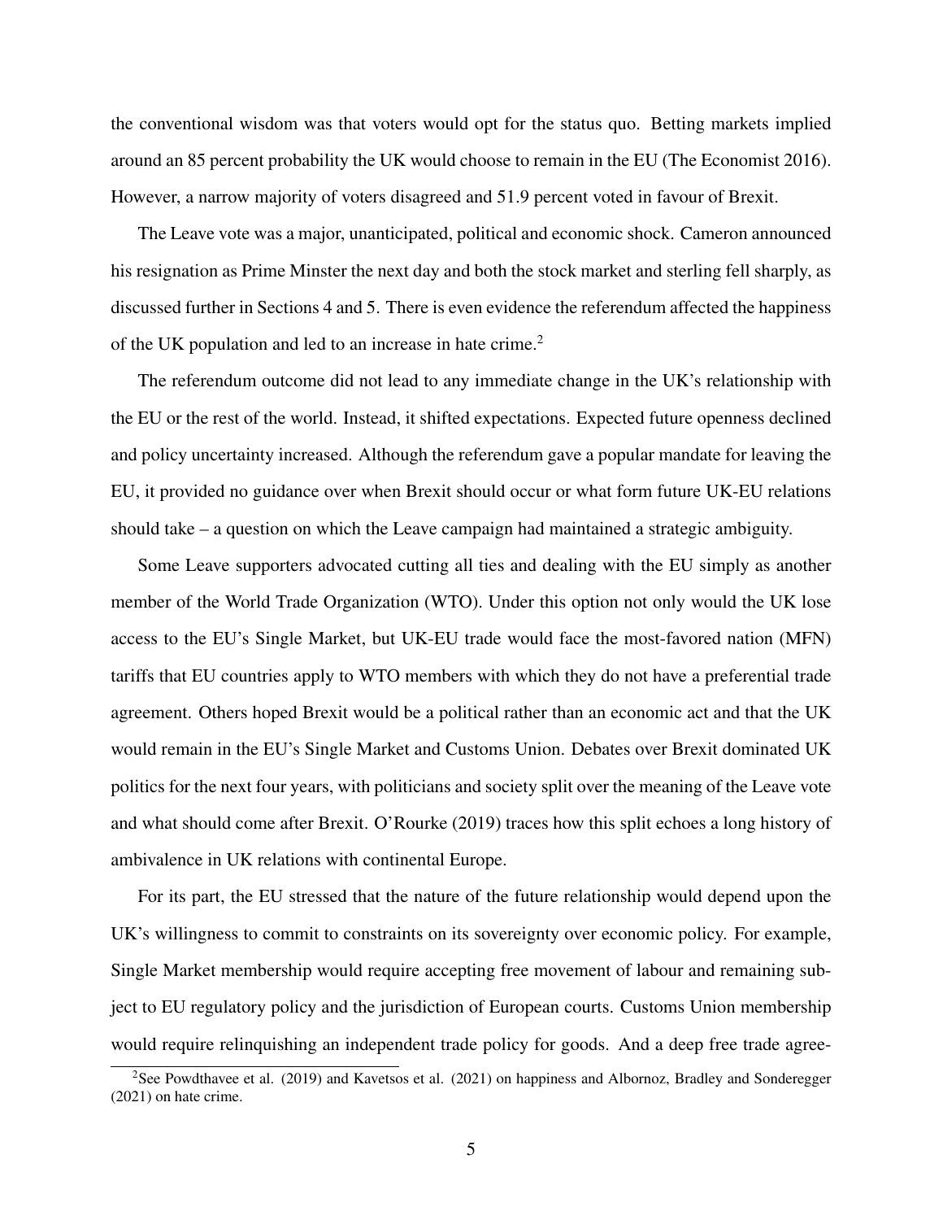the conventional wisdom was that voters would opt for the status quo. Betting markets implied around an 85 percent probability the UK would choose to remain in the EU (The Economist 2016). However, a narrow majority of voters disagreed and 51.9 percent voted in favour of Brexit.

The Leave vote was a major, unanticipated, political and economic shock. Cameron announced his resignation as Prime Minster the next day and both the stock market and sterling fell sharply, as discussed further in Sections 4 and 5. There is even evidence the referendum affected the happiness of the UK population and led to an increase in hate crime.[2]

The referendum outcome did not lead to any immediate change in the UK's relationship with the EU or the rest of the world. Instead, it shifted expectations. Expected future openness declined and policy uncertainty increased. Although the referendum gave a popular mandate for leaving the EU, it provided no guidance over when Brexit should occur or what form future UK-EU relations should take – a question on which the Leave campaign had maintained a strategic ambiguity.

Some Leave supporters advocated cutting all ties and dealing with the EU simply as another member of the World Trade Organization (WTO). Under this option not only would the UK lose access to the EU's Single Market, but UK-EU trade would face the most-favored nation (MFN) tariffs that EU countries apply to WTO members with which they do not have a preferential trade agreement. Others hoped Brexit would be a political rather than an economic act and that the UK would remain in the EU's Single Market and Customs Union. Debates over Brexit dominated UK politics for the next four years, with politicians and society split over the meaning of the Leave vote and what should come after Brexit. O'Rourke (2019) traces how this split echoes a long history of ambivalence in UK relations with continental Europe.

For its part, the EU stressed that the nature of the future relationship would depend upon the UK's willingness to commit to constraints on its sovereignty over economic policy. For example, Single Market membership would require accepting free movement of labour and remaining subject to EU regulatory policy and the jurisdiction of European courts. Customs Union membership would require relinquishing an independent trade policy for goods. And a deep free trade agree-

[2] See Powdthavee et al. (2019) and Kavetsos et al. (2021) on happiness and Albornoz, Bradley and Sonderegger (2021) on hate crime.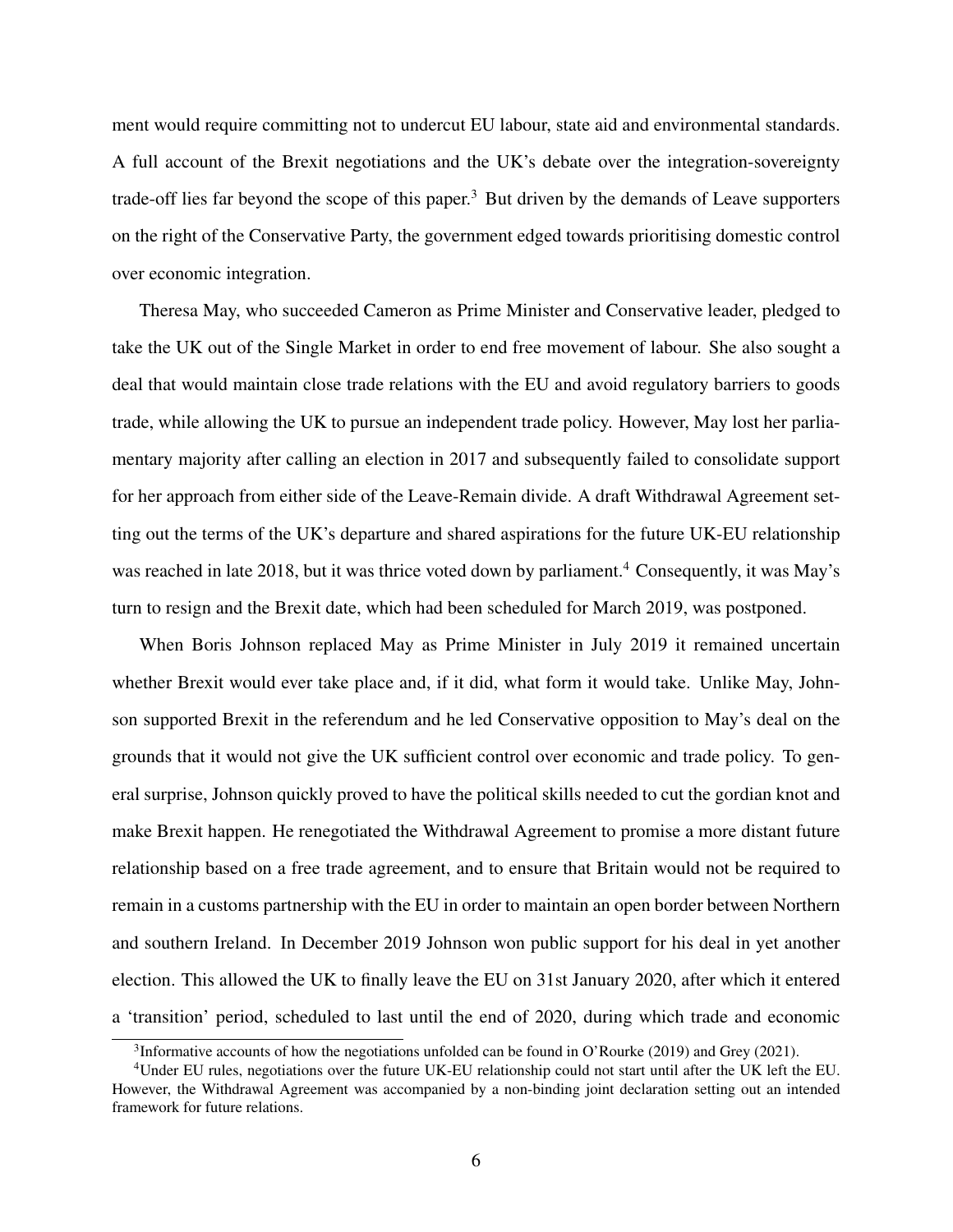ment would require committing not to undercut EU labour, state aid and environmental standards. A full account of the Brexit negotiations and the UK's debate over the integration-sovereignty trade-off lies far beyond the scope of this paper.[3] But driven by the demands of Leave supporters on the right of the Conservative Party, the government edged towards prioritising domestic control over economic integration.

Theresa May, who succeeded Cameron as Prime Minister and Conservative leader, pledged to take the UK out of the Single Market in order to end free movement of labour. She also sought a deal that would maintain close trade relations with the EU and avoid regulatory barriers to goods trade, while allowing the UK to pursue an independent trade policy. However, May lost her parliamentary majority after calling an election in 2017 and subsequently failed to consolidate support for her approach from either side of the Leave-Remain divide. A draft Withdrawal Agreement setting out the terms of the UK's departure and shared aspirations for the future UK-EU relationship was reached in late 2018, but it was thrice voted down by parliament.[4] Consequently, it was May's turn to resign and the Brexit date, which had been scheduled for March 2019, was postponed.

When Boris Johnson replaced May as Prime Minister in July 2019 it remained uncertain whether Brexit would ever take place and, if it did, what form it would take. Unlike May, Johnson supported Brexit in the referendum and he led Conservative opposition to May's deal on the grounds that it would not give the UK sufficient control over economic and trade policy. To general surprise, Johnson quickly proved to have the political skills needed to cut the gordian knot and make Brexit happen. He renegotiated the Withdrawal Agreement to promise a more distant future relationship based on a free trade agreement, and to ensure that Britain would not be required to remain in a customs partnership with the EU in order to maintain an open border between Northern and southern Ireland. In December 2019 Johnson won public support for his deal in yet another election. This allowed the UK to finally leave the EU on 31st January 2020, after which it entered a 'transition' period, scheduled to last until the end of 2020, during which trade and economic

[3] Informative accounts of how the negotiations unfolded can be found in O'Rourke (2019) and Grey (2021).

[4] Under EU rules, negotiations over the future UK-EU relationship could not start until after the UK left the EU. However, the Withdrawal Agreement was accompanied by a non-binding joint declaration setting out an intended framework for future relations.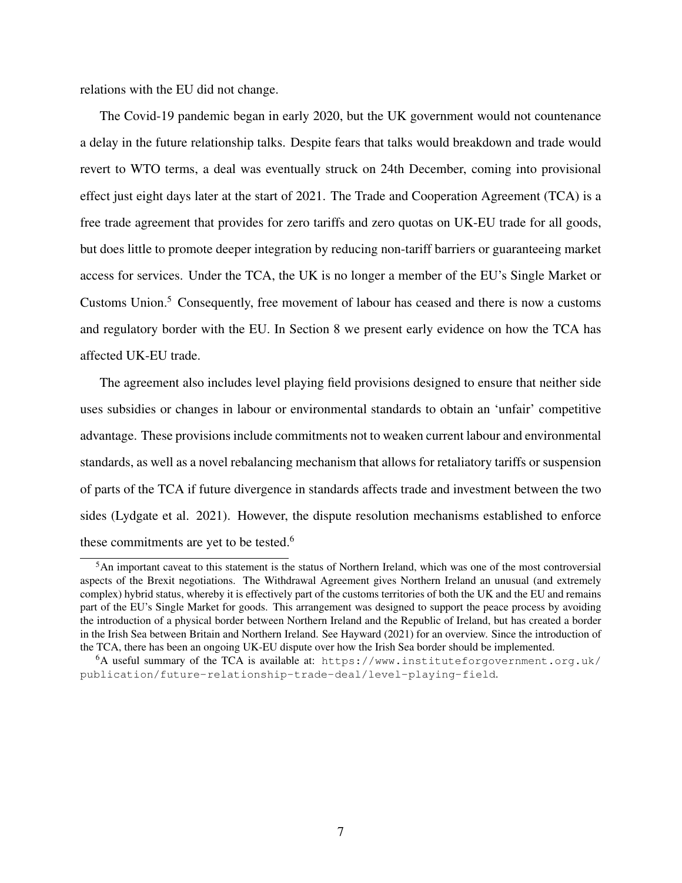relations with the EU did not change.

The Covid-19 pandemic began in early 2020, but the UK government would not countenance a delay in the future relationship talks. Despite fears that talks would breakdown and trade would revert to WTO terms, a deal was eventually struck on 24th December, coming into provisional effect just eight days later at the start of 2021. The Trade and Cooperation Agreement (TCA) is a free trade agreement that provides for zero tariffs and zero quotas on UK-EU trade for all goods, but does little to promote deeper integration by reducing non-tariff barriers or guaranteeing market access for services. Under the TCA, the UK is no longer a member of the EU's Single Market or Customs Union.[5] Consequently, free movement of labour has ceased and there is now a customs and regulatory border with the EU. In Section 8 we present early evidence on how the TCA has affected UK-EU trade.

The agreement also includes level playing field provisions designed to ensure that neither side uses subsidies or changes in labour or environmental standards to obtain an 'unfair' competitive advantage. These provisions include commitments not to weaken current labour and environmental standards, as well as a novel rebalancing mechanism that allows for retaliatory tariffs or suspension of parts of the TCA if future divergence in standards affects trade and investment between the two sides (Lydgate et al. 2021). However, the dispute resolution mechanisms established to enforce these commitments are yet to be tested.[6]

[5] An important caveat to this statement is the status of Northern Ireland, which was one of the most controversial aspects of the Brexit negotiations. The Withdrawal Agreement gives Northern Ireland an unusual (and extremely complex) hybrid status, whereby it is effectively part of the customs territories of both the UK and the EU and remains part of the EU's Single Market for goods. This arrangement was designed to support the peace process by avoiding the introduction of a physical border between Northern Ireland and the Republic of Ireland, but has created a border in the Irish Sea between Britain and Northern Ireland. See Hayward (2021) for an overview. Since the introduction of the TCA, there has been an ongoing UK-EU dispute over how the Irish Sea border should be implemented.

[6] A useful summary of the TCA is available at: https://www.instituteforgovernment.org.uk/publication/future-relationship-trade-deal/level-playing-field.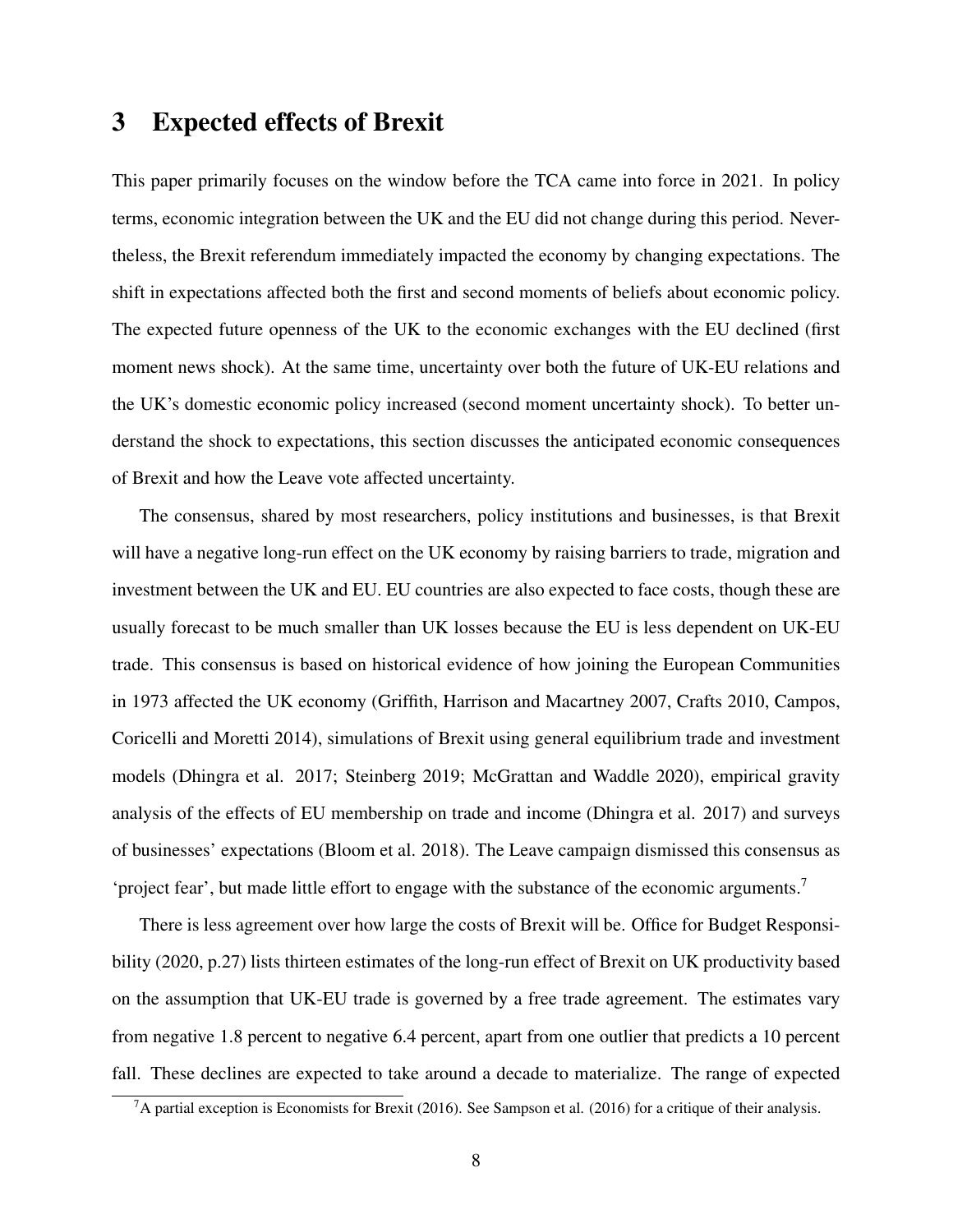## 3 Expected effects of Brexit

This paper primarily focuses on the window before the TCA came into force in 2021. In policy terms, economic integration between the UK and the EU did not change during this period. Nevertheless, the Brexit referendum immediately impacted the economy by changing expectations. The shift in expectations affected both the first and second moments of beliefs about economic policy. The expected future openness of the UK to the economic exchanges with the EU declined (first moment news shock). At the same time, uncertainty over both the future of UK-EU relations and the UK's domestic economic policy increased (second moment uncertainty shock). To better understand the shock to expectations, this section discusses the anticipated economic consequences of Brexit and how the Leave vote affected uncertainty.

The consensus, shared by most researchers, policy institutions and businesses, is that Brexit will have a negative long-run effect on the UK economy by raising barriers to trade, migration and investment between the UK and EU. EU countries are also expected to face costs, though these are usually forecast to be much smaller than UK losses because the EU is less dependent on UK-EU trade. This consensus is based on historical evidence of how joining the European Communities in 1973 affected the UK economy (Griffith, Harrison and Macartney 2007, Crafts 2010, Campos, Coricelli and Moretti 2014), simulations of Brexit using general equilibrium trade and investment models (Dhingra et al. 2017; Steinberg 2019; McGrattan and Waddle 2020), empirical gravity analysis of the effects of EU membership on trade and income (Dhingra et al. 2017) and surveys of businesses' expectations (Bloom et al. 2018). The Leave campaign dismissed this consensus as 'project fear', but made little effort to engage with the substance of the economic arguments.[7]

There is less agreement over how large the costs of Brexit will be. Office for Budget Responsibility (2020, p.27) lists thirteen estimates of the long-run effect of Brexit on UK productivity based on the assumption that UK-EU trade is governed by a free trade agreement. The estimates vary from negative 1.8 percent to negative 6.4 percent, apart from one outlier that predicts a 10 percent fall. These declines are expected to take around a decade to materialize. The range of expected

[7] A partial exception is Economists for Brexit (2016). See Sampson et al. (2016) for a critique of their analysis.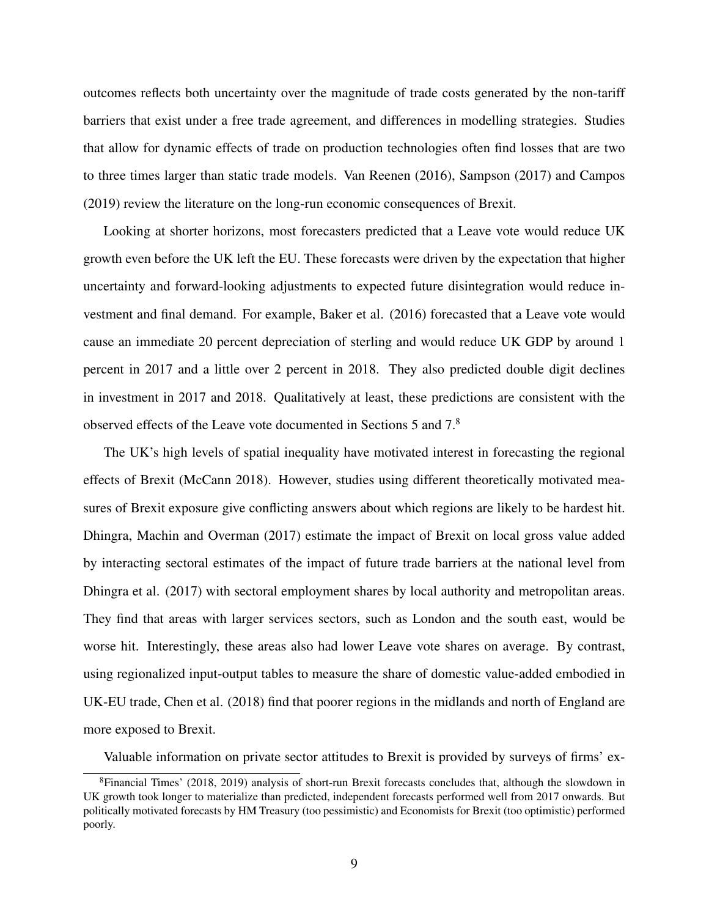outcomes reflects both uncertainty over the magnitude of trade costs generated by the non-tariff barriers that exist under a free trade agreement, and differences in modelling strategies. Studies that allow for dynamic effects of trade on production technologies often find losses that are two to three times larger than static trade models. Van Reenen (2016), Sampson (2017) and Campos (2019) review the literature on the long-run economic consequences of Brexit.

Looking at shorter horizons, most forecasters predicted that a Leave vote would reduce UK growth even before the UK left the EU. These forecasts were driven by the expectation that higher uncertainty and forward-looking adjustments to expected future disintegration would reduce investment and final demand. For example, Baker et al. (2016) forecasted that a Leave vote would cause an immediate 20 percent depreciation of sterling and would reduce UK GDP by around 1 percent in 2017 and a little over 2 percent in 2018. They also predicted double digit declines in investment in 2017 and 2018. Qualitatively at least, these predictions are consistent with the observed effects of the Leave vote documented in Sections 5 and 7.[8]

The UK's high levels of spatial inequality have motivated interest in forecasting the regional effects of Brexit (McCann 2018). However, studies using different theoretically motivated measures of Brexit exposure give conflicting answers about which regions are likely to be hardest hit. Dhingra, Machin and Overman (2017) estimate the impact of Brexit on local gross value added by interacting sectoral estimates of the impact of future trade barriers at the national level from Dhingra et al. (2017) with sectoral employment shares by local authority and metropolitan areas. They find that areas with larger services sectors, such as London and the south east, would be worse hit. Interestingly, these areas also had lower Leave vote shares on average. By contrast, using regionalized input-output tables to measure the share of domestic value-added embodied in UK-EU trade, Chen et al. (2018) find that poorer regions in the midlands and north of England are more exposed to Brexit.

Valuable information on private sector attitudes to Brexit is provided by surveys of firms' ex-

[8] Financial Times' (2018, 2019) analysis of short-run Brexit forecasts concludes that, although the slowdown in UK growth took longer to materialize than predicted, independent forecasts performed well from 2017 onwards. But politically motivated forecasts by HM Treasury (too pessimistic) and Economists for Brexit (too optimistic) performed poorly.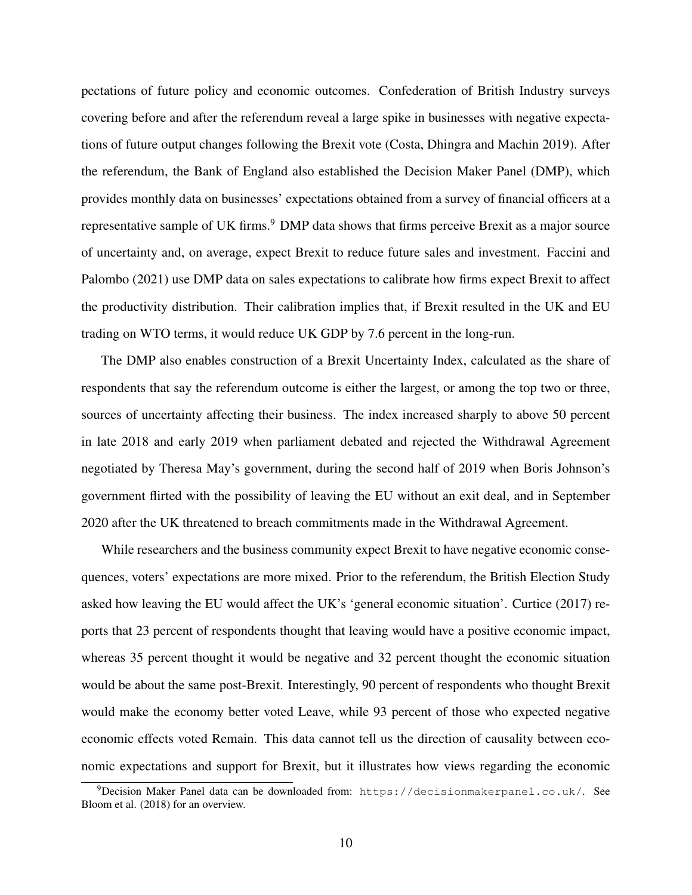pectations of future policy and economic outcomes. Confederation of British Industry surveys covering before and after the referendum reveal a large spike in businesses with negative expectations of future output changes following the Brexit vote (Costa, Dhingra and Machin 2019). After the referendum, the Bank of England also established the Decision Maker Panel (DMP), which provides monthly data on businesses' expectations obtained from a survey of financial officers at a representative sample of UK firms.[9] DMP data shows that firms perceive Brexit as a major source of uncertainty and, on average, expect Brexit to reduce future sales and investment. Faccini and Palombo (2021) use DMP data on sales expectations to calibrate how firms expect Brexit to affect the productivity distribution. Their calibration implies that, if Brexit resulted in the UK and EU trading on WTO terms, it would reduce UK GDP by 7.6 percent in the long-run.

The DMP also enables construction of a Brexit Uncertainty Index, calculated as the share of respondents that say the referendum outcome is either the largest, or among the top two or three, sources of uncertainty affecting their business. The index increased sharply to above 50 percent in late 2018 and early 2019 when parliament debated and rejected the Withdrawal Agreement negotiated by Theresa May's government, during the second half of 2019 when Boris Johnson's government flirted with the possibility of leaving the EU without an exit deal, and in September 2020 after the UK threatened to breach commitments made in the Withdrawal Agreement.

While researchers and the business community expect Brexit to have negative economic consequences, voters' expectations are more mixed. Prior to the referendum, the British Election Study asked how leaving the EU would affect the UK's 'general economic situation'. Curtice (2017) reports that 23 percent of respondents thought that leaving would have a positive economic impact, whereas 35 percent thought it would be negative and 32 percent thought the economic situation would be about the same post-Brexit. Interestingly, 90 percent of respondents who thought Brexit would make the economy better voted Leave, while 93 percent of those who expected negative economic effects voted Remain. This data cannot tell us the direction of causality between economic expectations and support for Brexit, but it illustrates how views regarding the economic

[9] Decision Maker Panel data can be downloaded from: `https://decisionmakerpanel.co.uk/`. See Bloom et al. (2018) for an overview.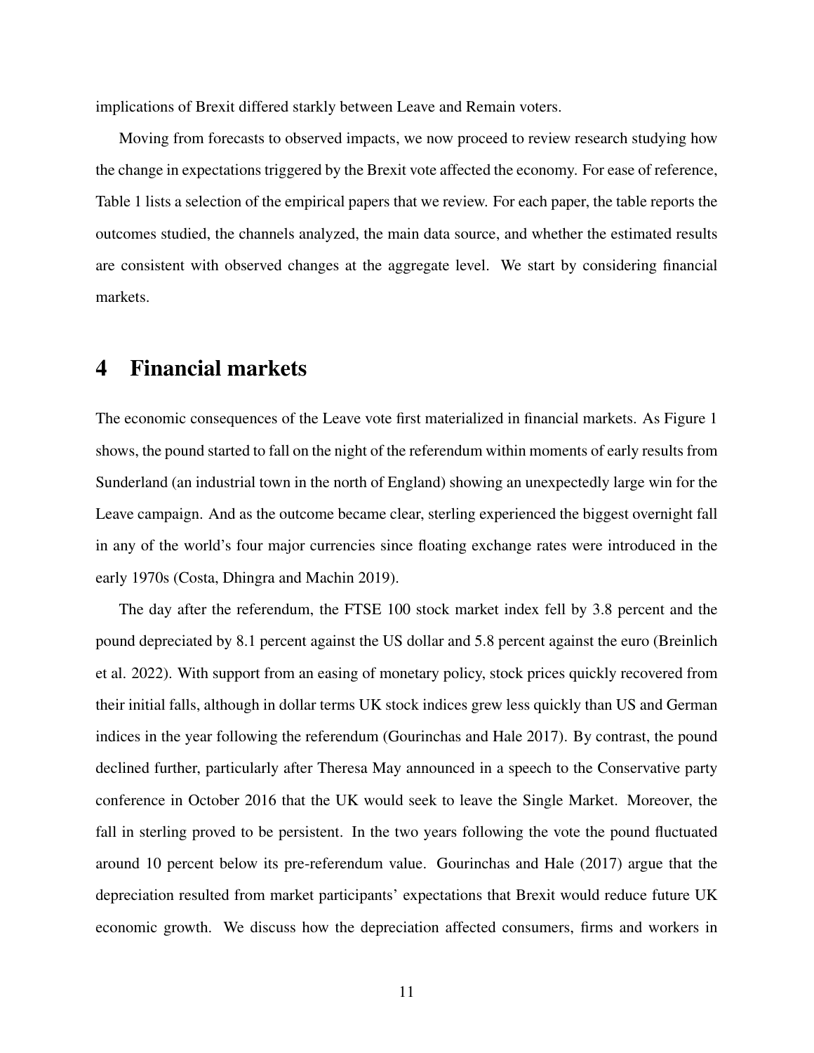implications of Brexit differed starkly between Leave and Remain voters.

Moving from forecasts to observed impacts, we now proceed to review research studying how the change in expectations triggered by the Brexit vote affected the economy. For ease of reference, Table 1 lists a selection of the empirical papers that we review. For each paper, the table reports the outcomes studied, the channels analyzed, the main data source, and whether the estimated results are consistent with observed changes at the aggregate level. We start by considering financial markets.

# 4 Financial markets

The economic consequences of the Leave vote first materialized in financial markets. As Figure 1 shows, the pound started to fall on the night of the referendum within moments of early results from Sunderland (an industrial town in the north of England) showing an unexpectedly large win for the Leave campaign. And as the outcome became clear, sterling experienced the biggest overnight fall in any of the world's four major currencies since floating exchange rates were introduced in the early 1970s (Costa, Dhingra and Machin 2019).

The day after the referendum, the FTSE 100 stock market index fell by 3.8 percent and the pound depreciated by 8.1 percent against the US dollar and 5.8 percent against the euro (Breinlich et al. 2022). With support from an easing of monetary policy, stock prices quickly recovered from their initial falls, although in dollar terms UK stock indices grew less quickly than US and German indices in the year following the referendum (Gourinchas and Hale 2017). By contrast, the pound declined further, particularly after Theresa May announced in a speech to the Conservative party conference in October 2016 that the UK would seek to leave the Single Market. Moreover, the fall in sterling proved to be persistent. In the two years following the vote the pound fluctuated around 10 percent below its pre-referendum value. Gourinchas and Hale (2017) argue that the depreciation resulted from market participants' expectations that Brexit would reduce future UK economic growth. We discuss how the depreciation affected consumers, firms and workers in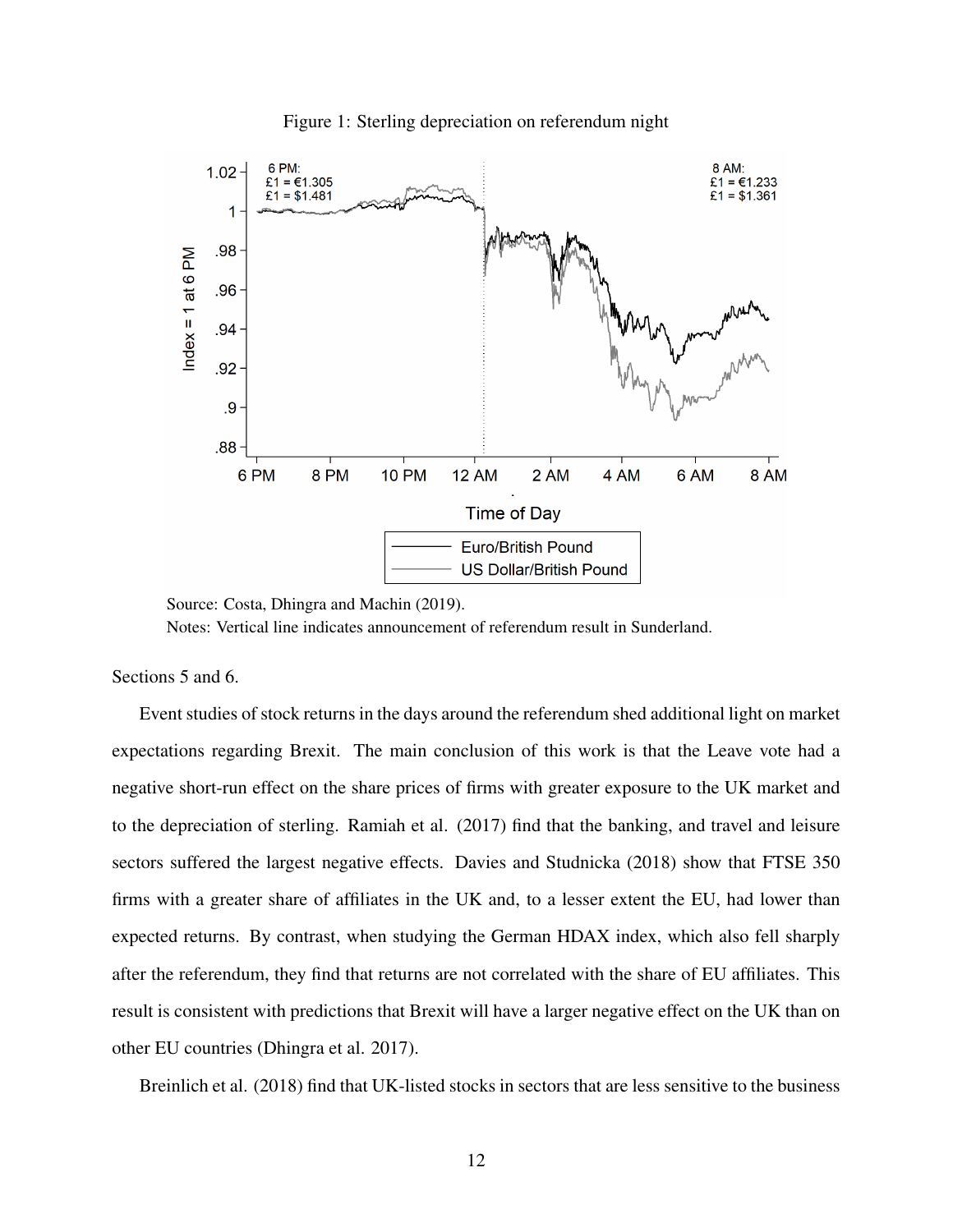Figure 1: Sterling depreciation on referendum night

Source: Costa, Dhingra and Machin (2019).

Notes: Vertical line indicates announcement of referendum result in Sunderland.

Sections 5 and 6.

Event studies of stock returns in the days around the referendum shed additional light on market expectations regarding Brexit. The main conclusion of this work is that the Leave vote had a negative short-run effect on the share prices of firms with greater exposure to the UK market and to the depreciation of sterling. Ramiah et al. (2017) find that the banking, and travel and leisure sectors suffered the largest negative effects. Davies and Studnicka (2018) show that FTSE 350 firms with a greater share of affiliates in the UK and, to a lesser extent the EU, had lower than expected returns. By contrast, when studying the German HDAX index, which also fell sharply after the referendum, they find that returns are not correlated with the share of EU affiliates. This result is consistent with predictions that Brexit will have a larger negative effect on the UK than on other EU countries (Dhingra et al. 2017).

Breinlich et al. (2018) find that UK-listed stocks in sectors that are less sensitive to the business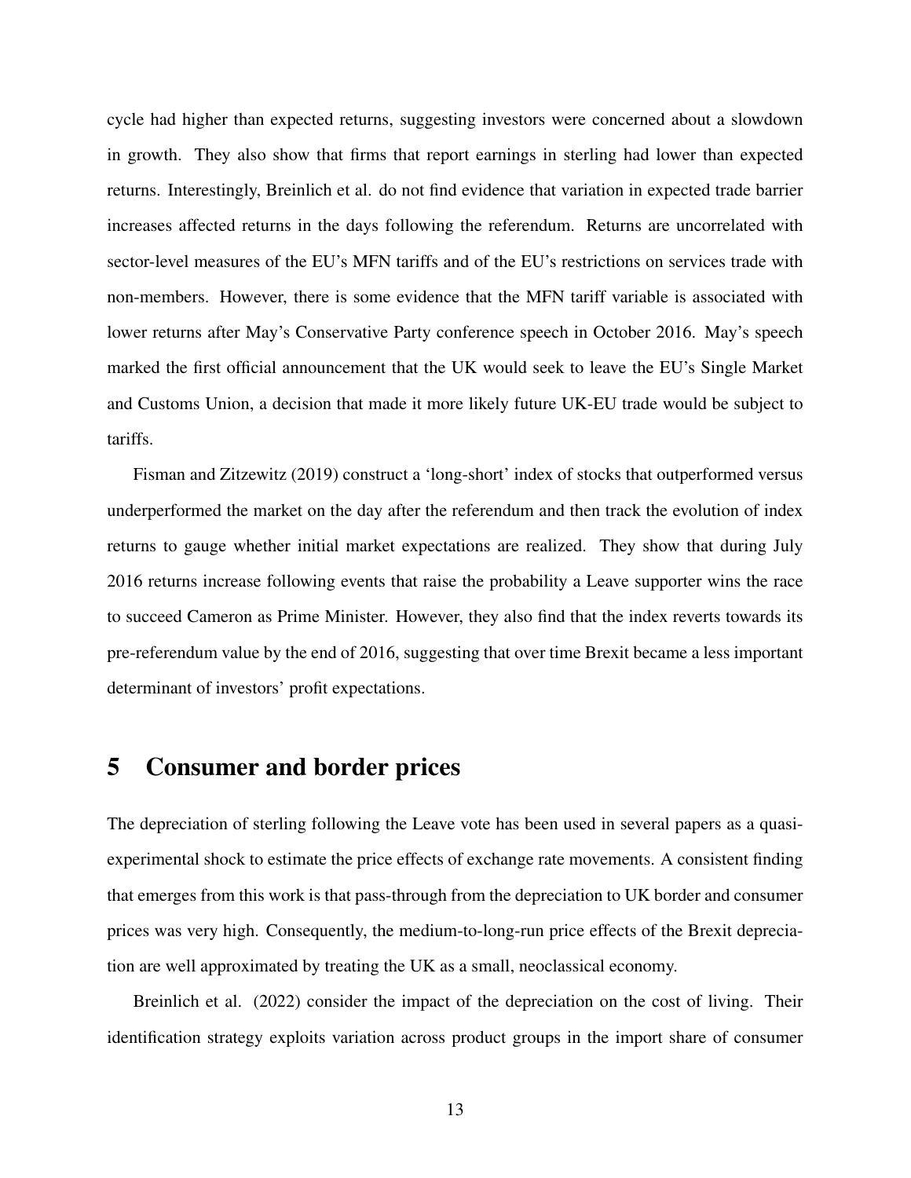cycle had higher than expected returns, suggesting investors were concerned about a slowdown in growth. They also show that firms that report earnings in sterling had lower than expected returns. Interestingly, Breinlich et al. do not find evidence that variation in expected trade barrier increases affected returns in the days following the referendum. Returns are uncorrelated with sector-level measures of the EU's MFN tariffs and of the EU's restrictions on services trade with non-members. However, there is some evidence that the MFN tariff variable is associated with lower returns after May's Conservative Party conference speech in October 2016. May's speech marked the first official announcement that the UK would seek to leave the EU's Single Market and Customs Union, a decision that made it more likely future UK-EU trade would be subject to tariffs.

Fisman and Zitzewitz (2019) construct a 'long-short' index of stocks that outperformed versus underperformed the market on the day after the referendum and then track the evolution of index returns to gauge whether initial market expectations are realized. They show that during July 2016 returns increase following events that raise the probability a Leave supporter wins the race to succeed Cameron as Prime Minister. However, they also find that the index reverts towards its pre-referendum value by the end of 2016, suggesting that over time Brexit became a less important determinant of investors' profit expectations.

# 5 Consumer and border prices

The depreciation of sterling following the Leave vote has been used in several papers as a quasi-experimental shock to estimate the price effects of exchange rate movements. A consistent finding that emerges from this work is that pass-through from the depreciation to UK border and consumer prices was very high. Consequently, the medium-to-long-run price effects of the Brexit depreciation are well approximated by treating the UK as a small, neoclassical economy.

Breinlich et al. (2022) consider the impact of the depreciation on the cost of living. Their identification strategy exploits variation across product groups in the import share of consumer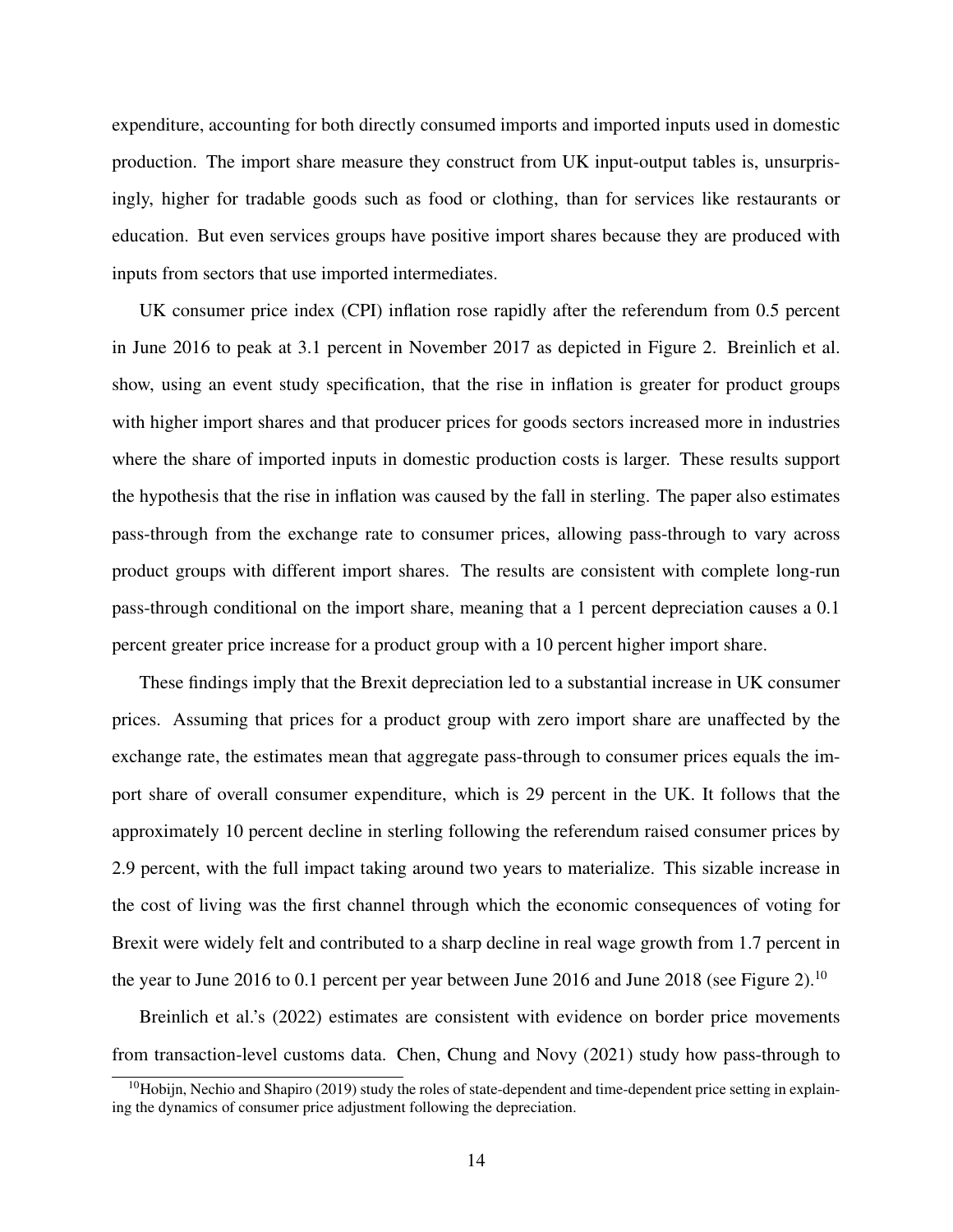expenditure, accounting for both directly consumed imports and imported inputs used in domestic production. The import share measure they construct from UK input-output tables is, unsurprisingly, higher for tradable goods such as food or clothing, than for services like restaurants or education. But even services groups have positive import shares because they are produced with inputs from sectors that use imported intermediates.

UK consumer price index (CPI) inflation rose rapidly after the referendum from 0.5 percent in June 2016 to peak at 3.1 percent in November 2017 as depicted in Figure 2. Breinlich et al. show, using an event study specification, that the rise in inflation is greater for product groups with higher import shares and that producer prices for goods sectors increased more in industries where the share of imported inputs in domestic production costs is larger. These results support the hypothesis that the rise in inflation was caused by the fall in sterling. The paper also estimates pass-through from the exchange rate to consumer prices, allowing pass-through to vary across product groups with different import shares. The results are consistent with complete long-run pass-through conditional on the import share, meaning that a 1 percent depreciation causes a 0.1 percent greater price increase for a product group with a 10 percent higher import share.

These findings imply that the Brexit depreciation led to a substantial increase in UK consumer prices. Assuming that prices for a product group with zero import share are unaffected by the exchange rate, the estimates mean that aggregate pass-through to consumer prices equals the import share of overall consumer expenditure, which is 29 percent in the UK. It follows that the approximately 10 percent decline in sterling following the referendum raised consumer prices by 2.9 percent, with the full impact taking around two years to materialize. This sizable increase in the cost of living was the first channel through which the economic consequences of voting for Brexit were widely felt and contributed to a sharp decline in real wage growth from 1.7 percent in the year to June 2016 to 0.1 percent per year between June 2016 and June 2018 (see Figure 2).[10]

Breinlich et al.'s (2022) estimates are consistent with evidence on border price movements from transaction-level customs data. Chen, Chung and Novy (2021) study how pass-through to

[10] Hobijn, Nechio and Shapiro (2019) study the roles of state-dependent and time-dependent price setting in explaining the dynamics of consumer price adjustment following the depreciation.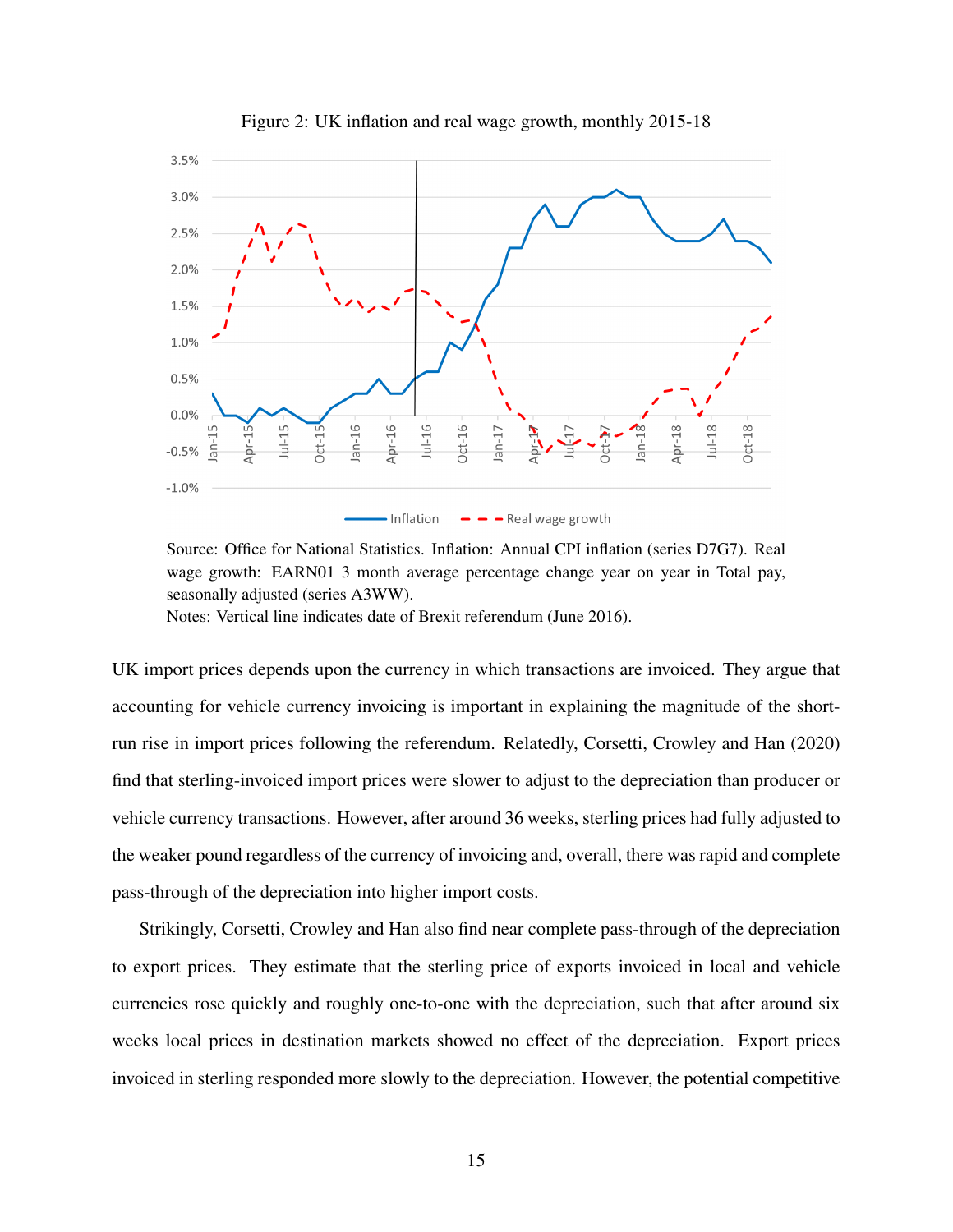Figure 2: UK inflation and real wage growth, monthly 2015-18

Source: Office for National Statistics. Inflation: Annual CPI inflation (series D7G7). Real wage growth: EARN01 3 month average percentage change year on year in Total pay, seasonally adjusted (series A3WW).
Notes: Vertical line indicates date of Brexit referendum (June 2016).

UK import prices depends upon the currency in which transactions are invoiced. They argue that accounting for vehicle currency invoicing is important in explaining the magnitude of the short-run rise in import prices following the referendum. Relatedly, Corsetti, Crowley and Han (2020) find that sterling-invoiced import prices were slower to adjust to the depreciation than producer or vehicle currency transactions. However, after around 36 weeks, sterling prices had fully adjusted to the weaker pound regardless of the currency of invoicing and, overall, there was rapid and complete pass-through of the depreciation into higher import costs.

Strikingly, Corsetti, Crowley and Han also find near complete pass-through of the depreciation to export prices. They estimate that the sterling price of exports invoiced in local and vehicle currencies rose quickly and roughly one-to-one with the depreciation, such that after around six weeks local prices in destination markets showed no effect of the depreciation. Export prices invoiced in sterling responded more slowly to the depreciation. However, the potential competitive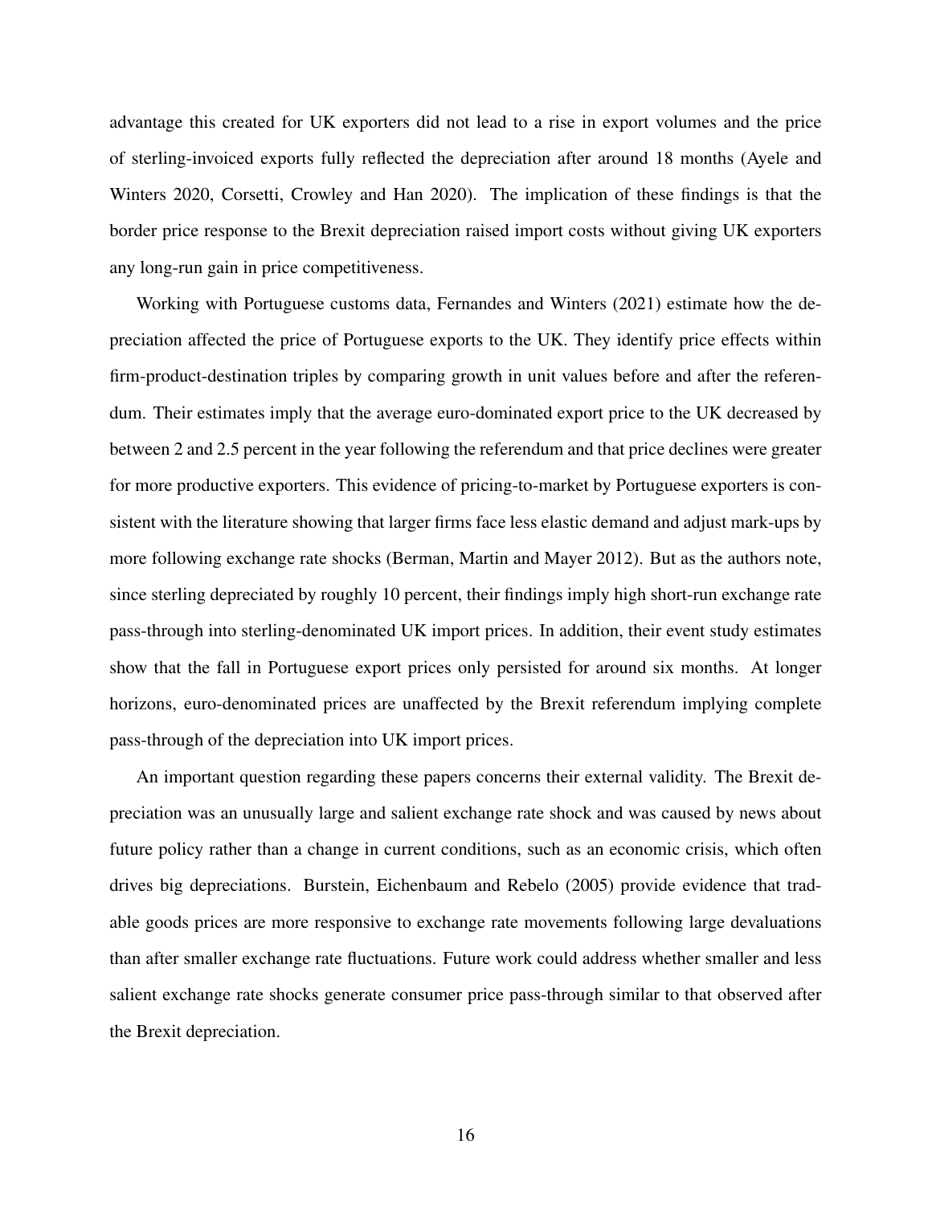advantage this created for UK exporters did not lead to a rise in export volumes and the price of sterling-invoiced exports fully reflected the depreciation after around 18 months (Ayele and Winters 2020, Corsetti, Crowley and Han 2020). The implication of these findings is that the border price response to the Brexit depreciation raised import costs without giving UK exporters any long-run gain in price competitiveness.

Working with Portuguese customs data, Fernandes and Winters (2021) estimate how the depreciation affected the price of Portuguese exports to the UK. They identify price effects within firm-product-destination triples by comparing growth in unit values before and after the referendum. Their estimates imply that the average euro-dominated export price to the UK decreased by between 2 and 2.5 percent in the year following the referendum and that price declines were greater for more productive exporters. This evidence of pricing-to-market by Portuguese exporters is consistent with the literature showing that larger firms face less elastic demand and adjust mark-ups by more following exchange rate shocks (Berman, Martin and Mayer 2012). But as the authors note, since sterling depreciated by roughly 10 percent, their findings imply high short-run exchange rate pass-through into sterling-denominated UK import prices. In addition, their event study estimates show that the fall in Portuguese export prices only persisted for around six months. At longer horizons, euro-denominated prices are unaffected by the Brexit referendum implying complete pass-through of the depreciation into UK import prices.

An important question regarding these papers concerns their external validity. The Brexit depreciation was an unusually large and salient exchange rate shock and was caused by news about future policy rather than a change in current conditions, such as an economic crisis, which often drives big depreciations. Burstein, Eichenbaum and Rebelo (2005) provide evidence that tradable goods prices are more responsive to exchange rate movements following large devaluations than after smaller exchange rate fluctuations. Future work could address whether smaller and less salient exchange rate shocks generate consumer price pass-through similar to that observed after the Brexit depreciation.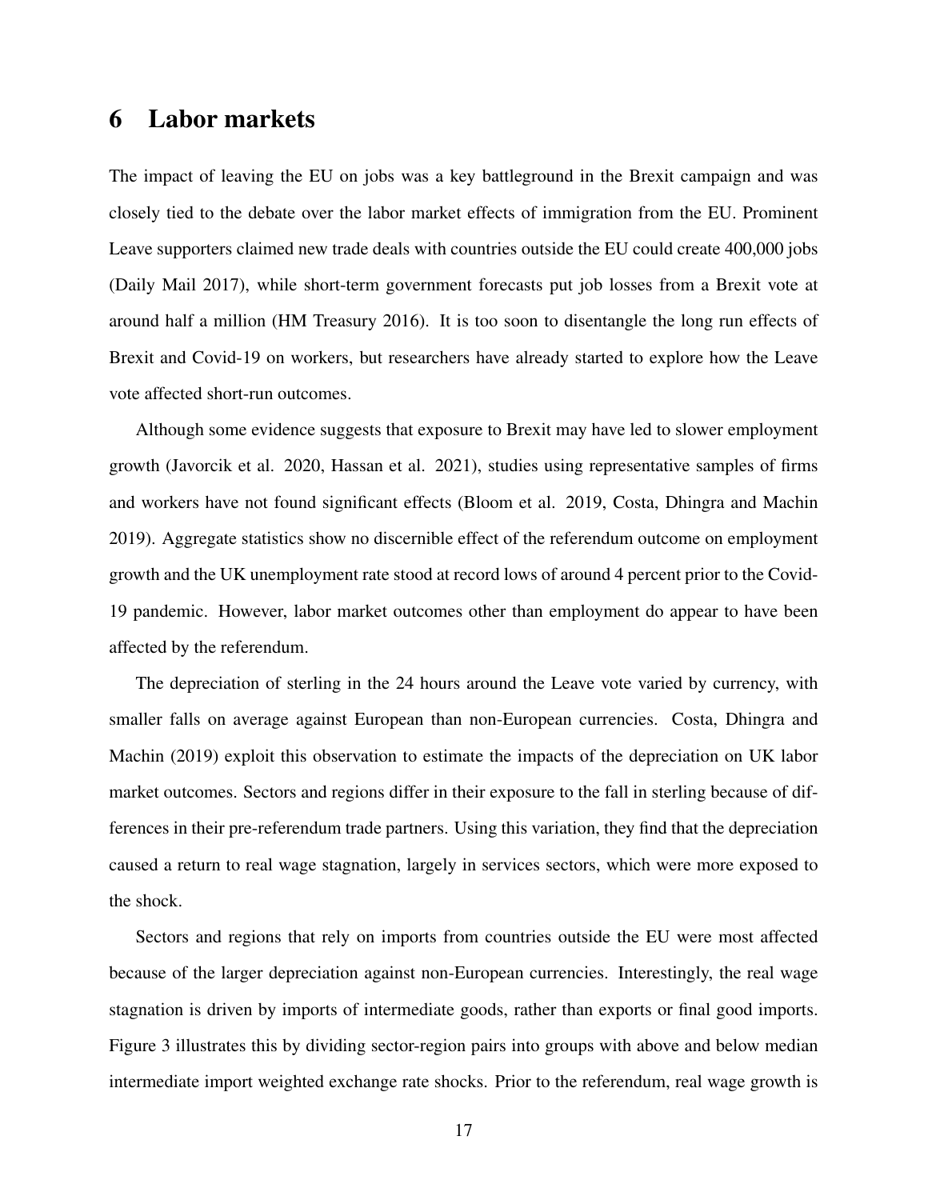# 6 Labor markets

The impact of leaving the EU on jobs was a key battleground in the Brexit campaign and was closely tied to the debate over the labor market effects of immigration from the EU. Prominent Leave supporters claimed new trade deals with countries outside the EU could create 400,000 jobs (Daily Mail 2017), while short-term government forecasts put job losses from a Brexit vote at around half a million (HM Treasury 2016). It is too soon to disentangle the long run effects of Brexit and Covid-19 on workers, but researchers have already started to explore how the Leave vote affected short-run outcomes.

Although some evidence suggests that exposure to Brexit may have led to slower employment growth (Javorcik et al. 2020, Hassan et al. 2021), studies using representative samples of firms and workers have not found significant effects (Bloom et al. 2019, Costa, Dhingra and Machin 2019). Aggregate statistics show no discernible effect of the referendum outcome on employment growth and the UK unemployment rate stood at record lows of around 4 percent prior to the Covid-19 pandemic. However, labor market outcomes other than employment do appear to have been affected by the referendum.

The depreciation of sterling in the 24 hours around the Leave vote varied by currency, with smaller falls on average against European than non-European currencies. Costa, Dhingra and Machin (2019) exploit this observation to estimate the impacts of the depreciation on UK labor market outcomes. Sectors and regions differ in their exposure to the fall in sterling because of differences in their pre-referendum trade partners. Using this variation, they find that the depreciation caused a return to real wage stagnation, largely in services sectors, which were more exposed to the shock.

Sectors and regions that rely on imports from countries outside the EU were most affected because of the larger depreciation against non-European currencies. Interestingly, the real wage stagnation is driven by imports of intermediate goods, rather than exports or final good imports. Figure 3 illustrates this by dividing sector-region pairs into groups with above and below median intermediate import weighted exchange rate shocks. Prior to the referendum, real wage growth is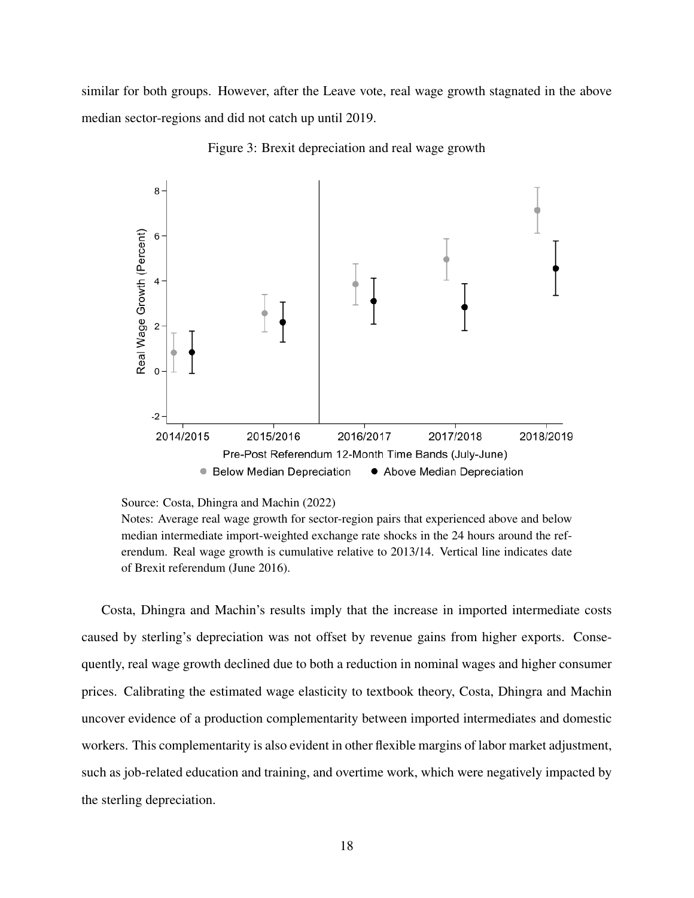similar for both groups. However, after the Leave vote, real wage growth stagnated in the above median sector-regions and did not catch up until 2019.

Figure 3: Brexit depreciation and real wage growth

Source: Costa, Dhingra and Machin (2022)

Notes: Average real wage growth for sector-region pairs that experienced above and below median intermediate import-weighted exchange rate shocks in the 24 hours around the referendum. Real wage growth is cumulative relative to 2013/14. Vertical line indicates date of Brexit referendum (June 2016).

Costa, Dhingra and Machin's results imply that the increase in imported intermediate costs caused by sterling's depreciation was not offset by revenue gains from higher exports. Consequently, real wage growth declined due to both a reduction in nominal wages and higher consumer prices. Calibrating the estimated wage elasticity to textbook theory, Costa, Dhingra and Machin uncover evidence of a production complementarity between imported intermediates and domestic workers. This complementarity is also evident in other flexible margins of labor market adjustment, such as job-related education and training, and overtime work, which were negatively impacted by the sterling depreciation.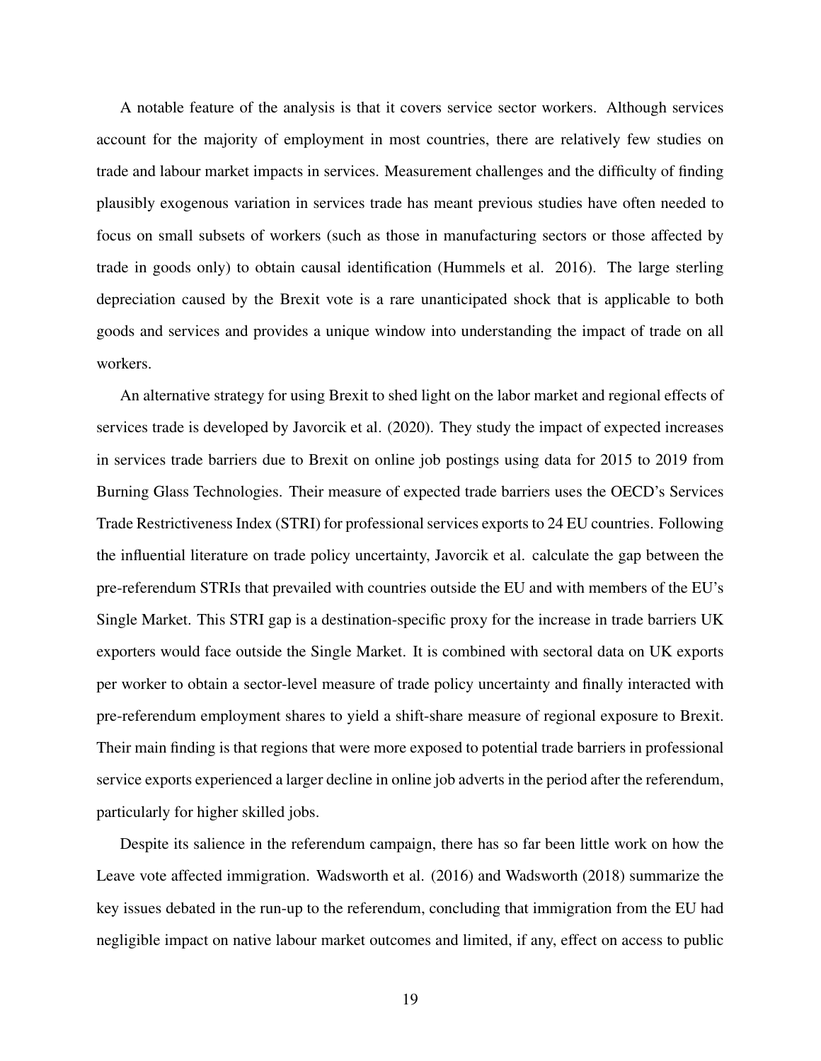A notable feature of the analysis is that it covers service sector workers. Although services account for the majority of employment in most countries, there are relatively few studies on trade and labour market impacts in services. Measurement challenges and the difficulty of finding plausibly exogenous variation in services trade has meant previous studies have often needed to focus on small subsets of workers (such as those in manufacturing sectors or those affected by trade in goods only) to obtain causal identification (Hummels et al. 2016). The large sterling depreciation caused by the Brexit vote is a rare unanticipated shock that is applicable to both goods and services and provides a unique window into understanding the impact of trade on all workers.

An alternative strategy for using Brexit to shed light on the labor market and regional effects of services trade is developed by Javorcik et al. (2020). They study the impact of expected increases in services trade barriers due to Brexit on online job postings using data for 2015 to 2019 from Burning Glass Technologies. Their measure of expected trade barriers uses the OECD's Services Trade Restrictiveness Index (STRI) for professional services exports to 24 EU countries. Following the influential literature on trade policy uncertainty, Javorcik et al. calculate the gap between the pre-referendum STRIs that prevailed with countries outside the EU and with members of the EU's Single Market. This STRI gap is a destination-specific proxy for the increase in trade barriers UK exporters would face outside the Single Market. It is combined with sectoral data on UK exports per worker to obtain a sector-level measure of trade policy uncertainty and finally interacted with pre-referendum employment shares to yield a shift-share measure of regional exposure to Brexit. Their main finding is that regions that were more exposed to potential trade barriers in professional service exports experienced a larger decline in online job adverts in the period after the referendum, particularly for higher skilled jobs.

Despite its salience in the referendum campaign, there has so far been little work on how the Leave vote affected immigration. Wadsworth et al. (2016) and Wadsworth (2018) summarize the key issues debated in the run-up to the referendum, concluding that immigration from the EU had negligible impact on native labour market outcomes and limited, if any, effect on access to public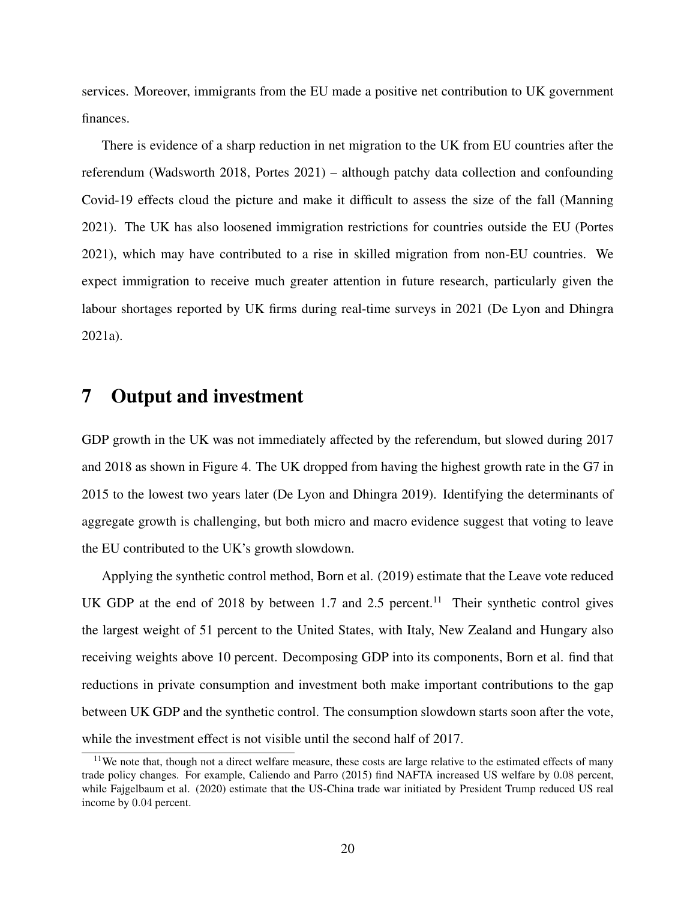services. Moreover, immigrants from the EU made a positive net contribution to UK government finances.

There is evidence of a sharp reduction in net migration to the UK from EU countries after the referendum (Wadsworth 2018, Portes 2021) – although patchy data collection and confounding Covid-19 effects cloud the picture and make it difficult to assess the size of the fall (Manning 2021). The UK has also loosened immigration restrictions for countries outside the EU (Portes 2021), which may have contributed to a rise in skilled migration from non-EU countries. We expect immigration to receive much greater attention in future research, particularly given the labour shortages reported by UK firms during real-time surveys in 2021 (De Lyon and Dhingra 2021a).

# 7 Output and investment

GDP growth in the UK was not immediately affected by the referendum, but slowed during 2017 and 2018 as shown in Figure 4. The UK dropped from having the highest growth rate in the G7 in 2015 to the lowest two years later (De Lyon and Dhingra 2019). Identifying the determinants of aggregate growth is challenging, but both micro and macro evidence suggest that voting to leave the EU contributed to the UK's growth slowdown.

Applying the synthetic control method, Born et al. (2019) estimate that the Leave vote reduced UK GDP at the end of 2018 by between 1.7 and 2.5 percent.[11] Their synthetic control gives the largest weight of 51 percent to the United States, with Italy, New Zealand and Hungary also receiving weights above 10 percent. Decomposing GDP into its components, Born et al. find that reductions in private consumption and investment both make important contributions to the gap between UK GDP and the synthetic control. The consumption slowdown starts soon after the vote, while the investment effect is not visible until the second half of 2017.

[11] We note that, though not a direct welfare measure, these costs are large relative to the estimated effects of many trade policy changes. For example, Caliendo and Parro (2015) find NAFTA increased US welfare by 0.08 percent, while Fajgelbaum et al. (2020) estimate that the US-China trade war initiated by President Trump reduced US real income by 0.04 percent.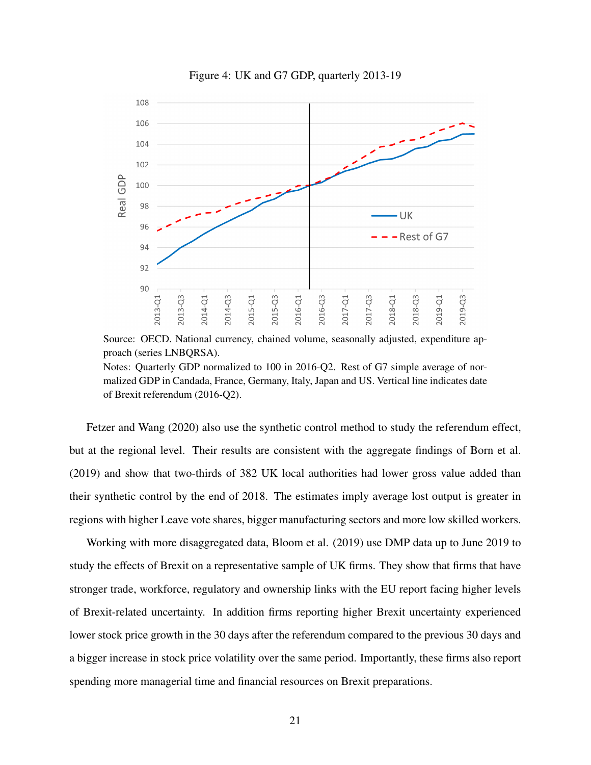Figure 4: UK and G7 GDP, quarterly 2013-19

Source: OECD. National currency, chained volume, seasonally adjusted, expenditure approach (series LNBQRSA).
Notes: Quarterly GDP normalized to 100 in 2016-Q2. Rest of G7 simple average of normalized GDP in Candada, France, Germany, Italy, Japan and US. Vertical line indicates date of Brexit referendum (2016-Q2).

Fetzer and Wang (2020) also use the synthetic control method to study the referendum effect, but at the regional level. Their results are consistent with the aggregate findings of Born et al. (2019) and show that two-thirds of 382 UK local authorities had lower gross value added than their synthetic control by the end of 2018. The estimates imply average lost output is greater in regions with higher Leave vote shares, bigger manufacturing sectors and more low skilled workers.

Working with more disaggregated data, Bloom et al. (2019) use DMP data up to June 2019 to study the effects of Brexit on a representative sample of UK firms. They show that firms that have stronger trade, workforce, regulatory and ownership links with the EU report facing higher levels of Brexit-related uncertainty. In addition firms reporting higher Brexit uncertainty experienced lower stock price growth in the 30 days after the referendum compared to the previous 30 days and a bigger increase in stock price volatility over the same period. Importantly, these firms also report spending more managerial time and financial resources on Brexit preparations.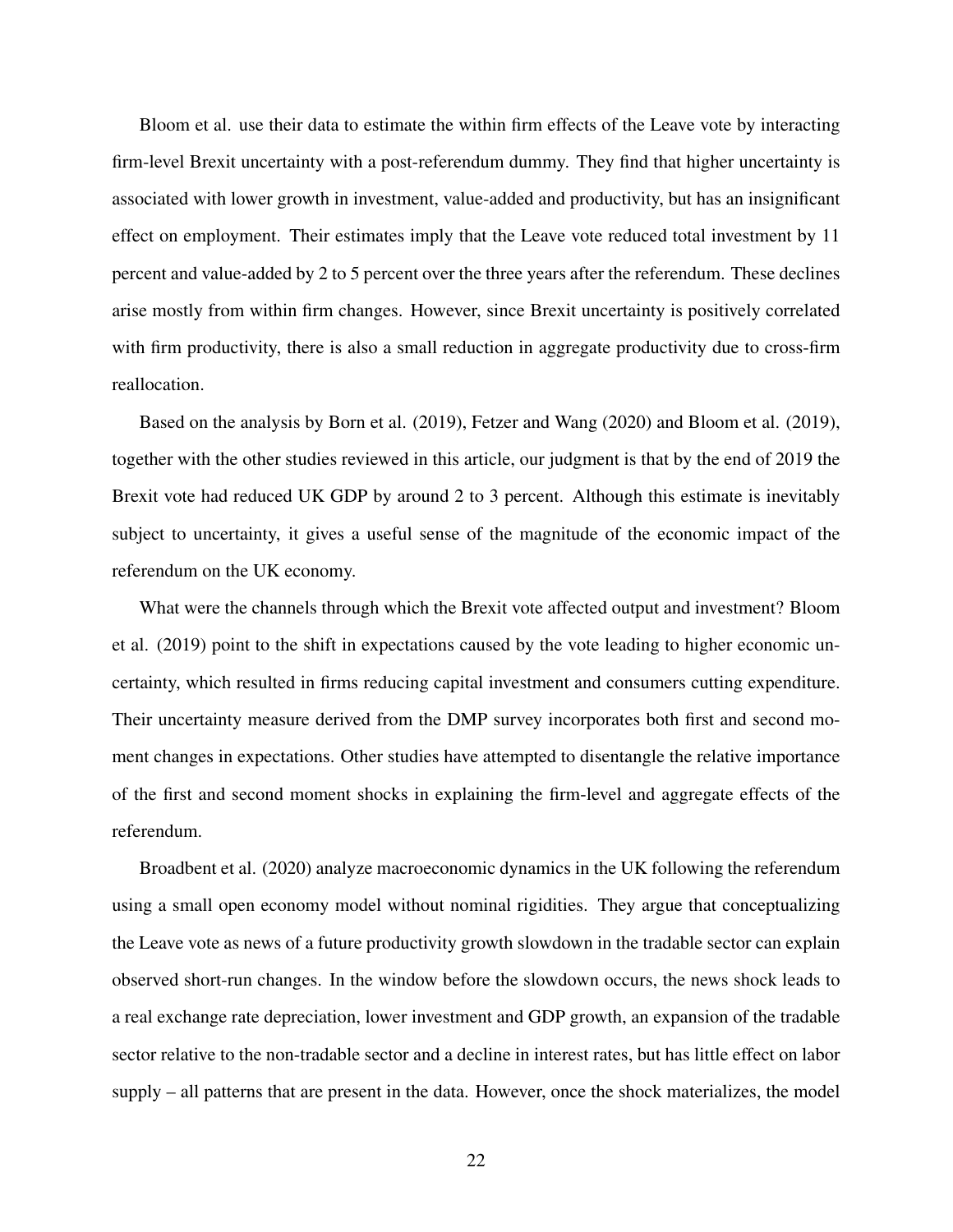Bloom et al. use their data to estimate the within firm effects of the Leave vote by interacting firm-level Brexit uncertainty with a post-referendum dummy. They find that higher uncertainty is associated with lower growth in investment, value-added and productivity, but has an insignificant effect on employment. Their estimates imply that the Leave vote reduced total investment by 11 percent and value-added by 2 to 5 percent over the three years after the referendum. These declines arise mostly from within firm changes. However, since Brexit uncertainty is positively correlated with firm productivity, there is also a small reduction in aggregate productivity due to cross-firm reallocation.

Based on the analysis by Born et al. (2019), Fetzer and Wang (2020) and Bloom et al. (2019), together with the other studies reviewed in this article, our judgment is that by the end of 2019 the Brexit vote had reduced UK GDP by around 2 to 3 percent. Although this estimate is inevitably subject to uncertainty, it gives a useful sense of the magnitude of the economic impact of the referendum on the UK economy.

What were the channels through which the Brexit vote affected output and investment? Bloom et al. (2019) point to the shift in expectations caused by the vote leading to higher economic uncertainty, which resulted in firms reducing capital investment and consumers cutting expenditure. Their uncertainty measure derived from the DMP survey incorporates both first and second moment changes in expectations. Other studies have attempted to disentangle the relative importance of the first and second moment shocks in explaining the firm-level and aggregate effects of the referendum.

Broadbent et al. (2020) analyze macroeconomic dynamics in the UK following the referendum using a small open economy model without nominal rigidities. They argue that conceptualizing the Leave vote as news of a future productivity growth slowdown in the tradable sector can explain observed short-run changes. In the window before the slowdown occurs, the news shock leads to a real exchange rate depreciation, lower investment and GDP growth, an expansion of the tradable sector relative to the non-tradable sector and a decline in interest rates, but has little effect on labor supply – all patterns that are present in the data. However, once the shock materializes, the model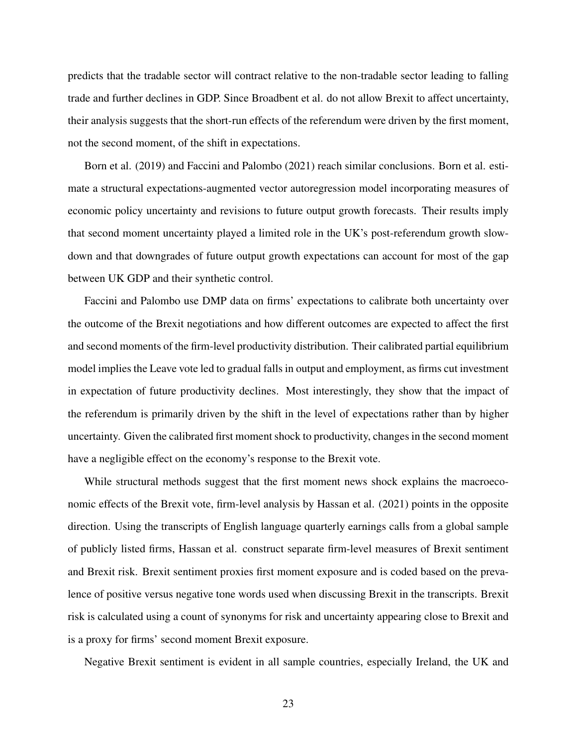predicts that the tradable sector will contract relative to the non-tradable sector leading to falling trade and further declines in GDP. Since Broadbent et al. do not allow Brexit to affect uncertainty, their analysis suggests that the short-run effects of the referendum were driven by the first moment, not the second moment, of the shift in expectations.

Born et al. (2019) and Faccini and Palombo (2021) reach similar conclusions. Born et al. estimate a structural expectations-augmented vector autoregression model incorporating measures of economic policy uncertainty and revisions to future output growth forecasts. Their results imply that second moment uncertainty played a limited role in the UK's post-referendum growth slowdown and that downgrades of future output growth expectations can account for most of the gap between UK GDP and their synthetic control.

Faccini and Palombo use DMP data on firms' expectations to calibrate both uncertainty over the outcome of the Brexit negotiations and how different outcomes are expected to affect the first and second moments of the firm-level productivity distribution. Their calibrated partial equilibrium model implies the Leave vote led to gradual falls in output and employment, as firms cut investment in expectation of future productivity declines. Most interestingly, they show that the impact of the referendum is primarily driven by the shift in the level of expectations rather than by higher uncertainty. Given the calibrated first moment shock to productivity, changes in the second moment have a negligible effect on the economy's response to the Brexit vote.

While structural methods suggest that the first moment news shock explains the macroeconomic effects of the Brexit vote, firm-level analysis by Hassan et al. (2021) points in the opposite direction. Using the transcripts of English language quarterly earnings calls from a global sample of publicly listed firms, Hassan et al. construct separate firm-level measures of Brexit sentiment and Brexit risk. Brexit sentiment proxies first moment exposure and is coded based on the prevalence of positive versus negative tone words used when discussing Brexit in the transcripts. Brexit risk is calculated using a count of synonyms for risk and uncertainty appearing close to Brexit and is a proxy for firms' second moment Brexit exposure.

Negative Brexit sentiment is evident in all sample countries, especially Ireland, the UK and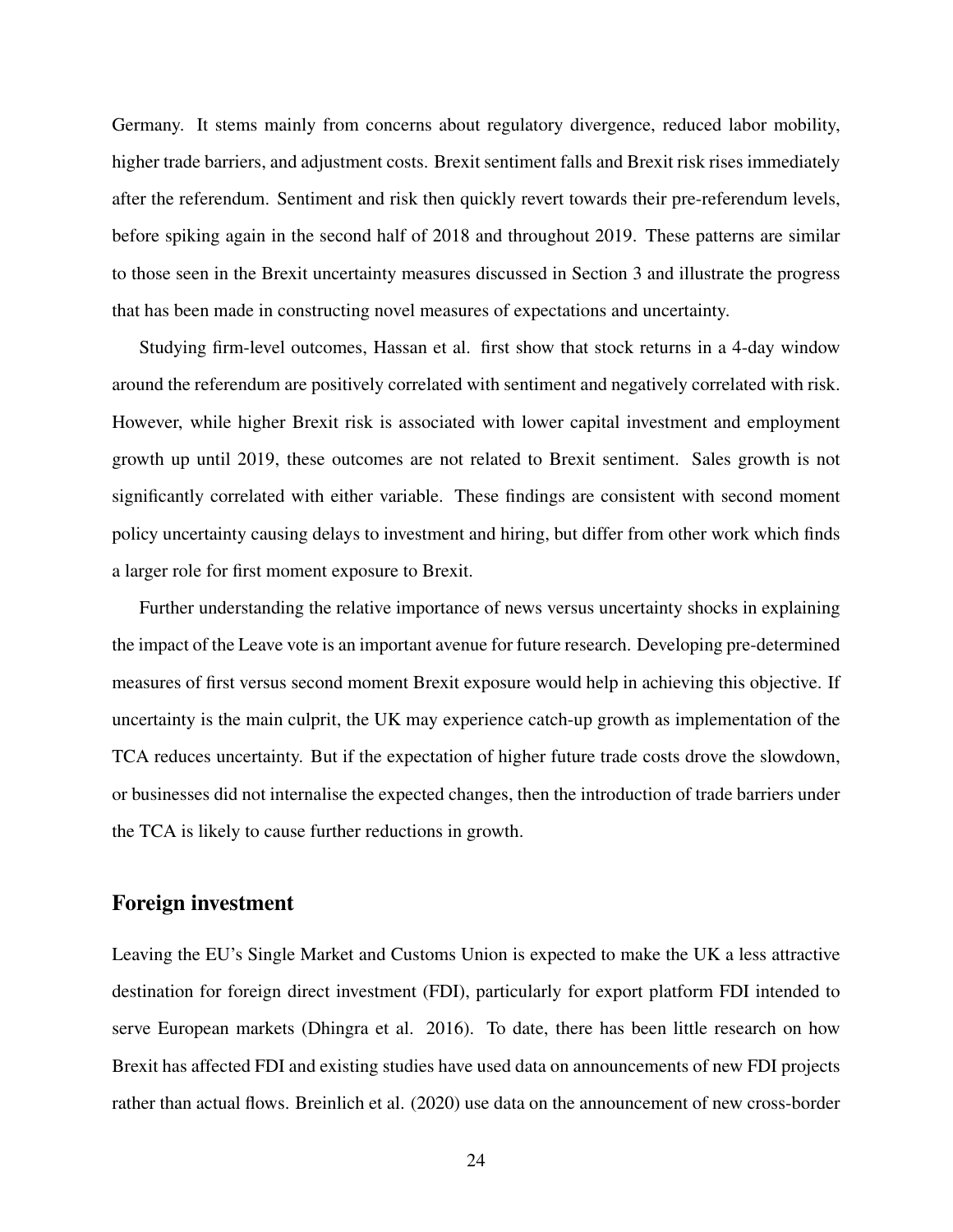Germany. It stems mainly from concerns about regulatory divergence, reduced labor mobility, higher trade barriers, and adjustment costs. Brexit sentiment falls and Brexit risk rises immediately after the referendum. Sentiment and risk then quickly revert towards their pre-referendum levels, before spiking again in the second half of 2018 and throughout 2019. These patterns are similar to those seen in the Brexit uncertainty measures discussed in Section 3 and illustrate the progress that has been made in constructing novel measures of expectations and uncertainty.

Studying firm-level outcomes, Hassan et al. first show that stock returns in a 4-day window around the referendum are positively correlated with sentiment and negatively correlated with risk. However, while higher Brexit risk is associated with lower capital investment and employment growth up until 2019, these outcomes are not related to Brexit sentiment. Sales growth is not significantly correlated with either variable. These findings are consistent with second moment policy uncertainty causing delays to investment and hiring, but differ from other work which finds a larger role for first moment exposure to Brexit.

Further understanding the relative importance of news versus uncertainty shocks in explaining the impact of the Leave vote is an important avenue for future research. Developing pre-determined measures of first versus second moment Brexit exposure would help in achieving this objective. If uncertainty is the main culprit, the UK may experience catch-up growth as implementation of the TCA reduces uncertainty. But if the expectation of higher future trade costs drove the slowdown, or businesses did not internalise the expected changes, then the introduction of trade barriers under the TCA is likely to cause further reductions in growth.

## Foreign investment

Leaving the EU's Single Market and Customs Union is expected to make the UK a less attractive destination for foreign direct investment (FDI), particularly for export platform FDI intended to serve European markets (Dhingra et al. 2016). To date, there has been little research on how Brexit has affected FDI and existing studies have used data on announcements of new FDI projects rather than actual flows. Breinlich et al. (2020) use data on the announcement of new cross-border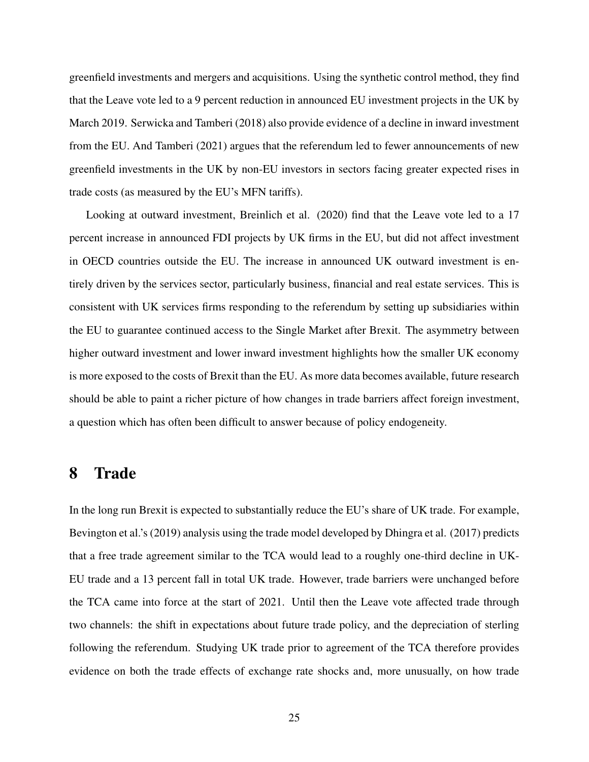greenfield investments and mergers and acquisitions. Using the synthetic control method, they find that the Leave vote led to a 9 percent reduction in announced EU investment projects in the UK by March 2019. Serwicka and Tamberi (2018) also provide evidence of a decline in inward investment from the EU. And Tamberi (2021) argues that the referendum led to fewer announcements of new greenfield investments in the UK by non-EU investors in sectors facing greater expected rises in trade costs (as measured by the EU's MFN tariffs).

Looking at outward investment, Breinlich et al. (2020) find that the Leave vote led to a 17 percent increase in announced FDI projects by UK firms in the EU, but did not affect investment in OECD countries outside the EU. The increase in announced UK outward investment is entirely driven by the services sector, particularly business, financial and real estate services. This is consistent with UK services firms responding to the referendum by setting up subsidiaries within the EU to guarantee continued access to the Single Market after Brexit. The asymmetry between higher outward investment and lower inward investment highlights how the smaller UK economy is more exposed to the costs of Brexit than the EU. As more data becomes available, future research should be able to paint a richer picture of how changes in trade barriers affect foreign investment, a question which has often been difficult to answer because of policy endogeneity.

# 8 Trade

In the long run Brexit is expected to substantially reduce the EU's share of UK trade. For example, Bevington et al.'s (2019) analysis using the trade model developed by Dhingra et al. (2017) predicts that a free trade agreement similar to the TCA would lead to a roughly one-third decline in UK-EU trade and a 13 percent fall in total UK trade. However, trade barriers were unchanged before the TCA came into force at the start of 2021. Until then the Leave vote affected trade through two channels: the shift in expectations about future trade policy, and the depreciation of sterling following the referendum. Studying UK trade prior to agreement of the TCA therefore provides evidence on both the trade effects of exchange rate shocks and, more unusually, on how trade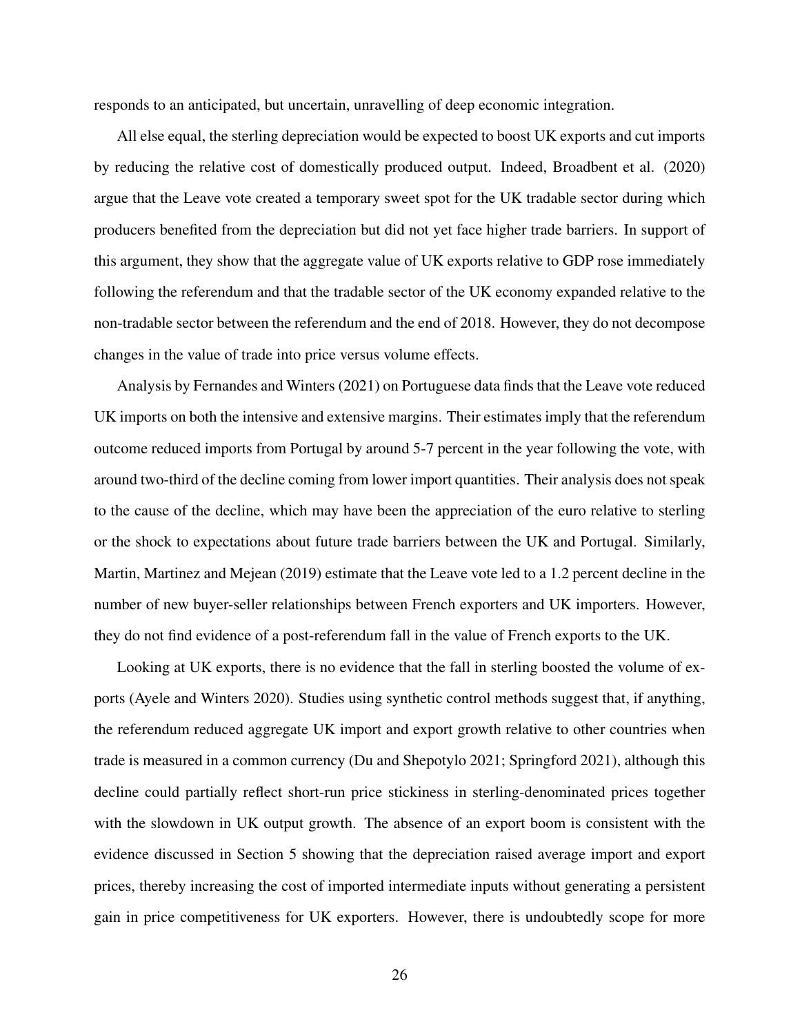responds to an anticipated, but uncertain, unravelling of deep economic integration.

All else equal, the sterling depreciation would be expected to boost UK exports and cut imports by reducing the relative cost of domestically produced output. Indeed, Broadbent et al. (2020) argue that the Leave vote created a temporary sweet spot for the UK tradable sector during which producers benefited from the depreciation but did not yet face higher trade barriers. In support of this argument, they show that the aggregate value of UK exports relative to GDP rose immediately following the referendum and that the tradable sector of the UK economy expanded relative to the non-tradable sector between the referendum and the end of 2018. However, they do not decompose changes in the value of trade into price versus volume effects.

Analysis by Fernandes and Winters (2021) on Portuguese data finds that the Leave vote reduced UK imports on both the intensive and extensive margins. Their estimates imply that the referendum outcome reduced imports from Portugal by around 5-7 percent in the year following the vote, with around two-third of the decline coming from lower import quantities. Their analysis does not speak to the cause of the decline, which may have been the appreciation of the euro relative to sterling or the shock to expectations about future trade barriers between the UK and Portugal. Similarly, Martin, Martinez and Mejean (2019) estimate that the Leave vote led to a 1.2 percent decline in the number of new buyer-seller relationships between French exporters and UK importers. However, they do not find evidence of a post-referendum fall in the value of French exports to the UK.

Looking at UK exports, there is no evidence that the fall in sterling boosted the volume of exports (Ayele and Winters 2020). Studies using synthetic control methods suggest that, if anything, the referendum reduced aggregate UK import and export growth relative to other countries when trade is measured in a common currency (Du and Shepotylo 2021; Springford 2021), although this decline could partially reflect short-run price stickiness in sterling-denominated prices together with the slowdown in UK output growth. The absence of an export boom is consistent with the evidence discussed in Section 5 showing that the depreciation raised average import and export prices, thereby increasing the cost of imported intermediate inputs without generating a persistent gain in price competitiveness for UK exporters. However, there is undoubtedly scope for more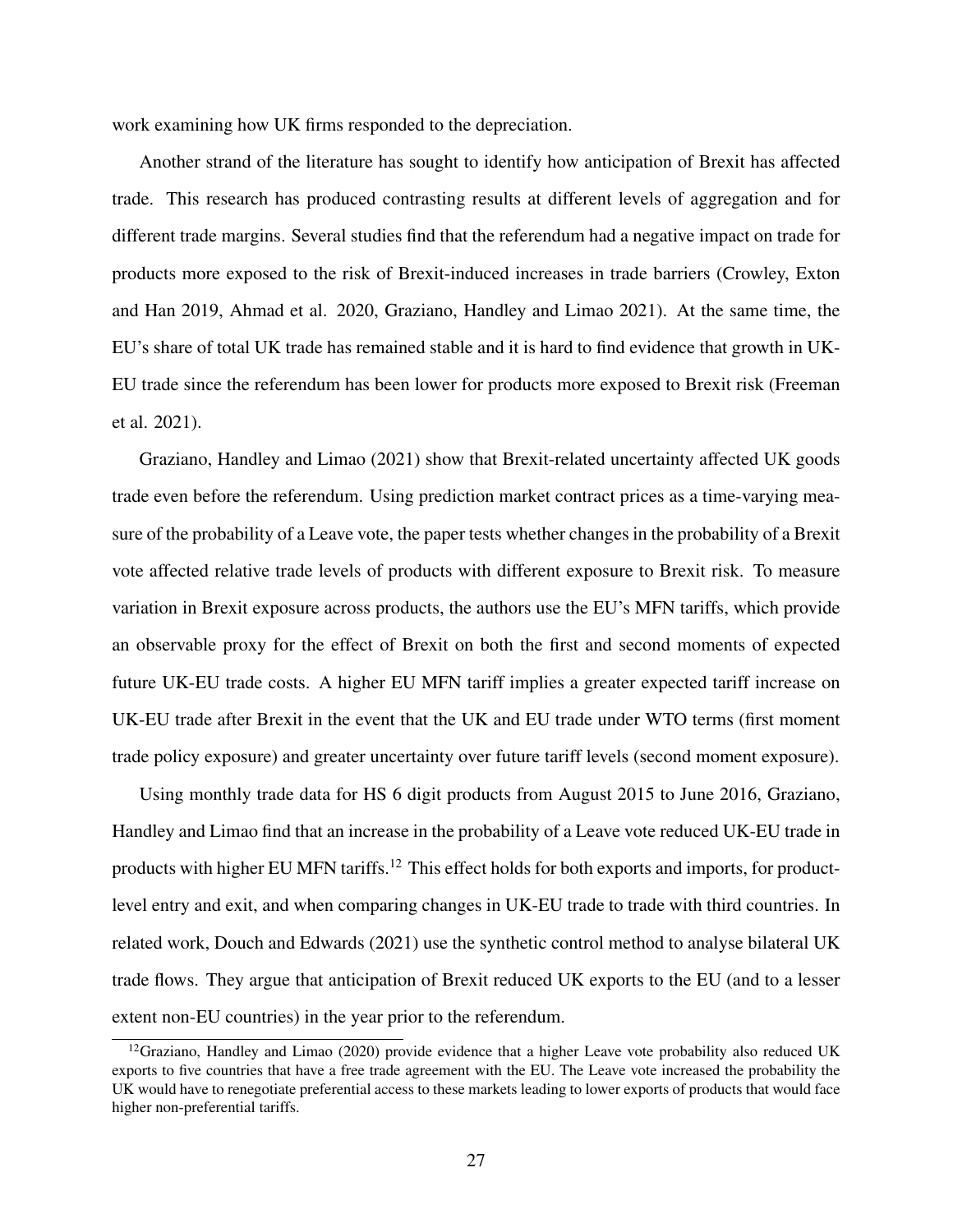work examining how UK firms responded to the depreciation.

Another strand of the literature has sought to identify how anticipation of Brexit has affected trade. This research has produced contrasting results at different levels of aggregation and for different trade margins. Several studies find that the referendum had a negative impact on trade for products more exposed to the risk of Brexit-induced increases in trade barriers (Crowley, Exton and Han 2019, Ahmad et al. 2020, Graziano, Handley and Limao 2021). At the same time, the EU's share of total UK trade has remained stable and it is hard to find evidence that growth in UK-EU trade since the referendum has been lower for products more exposed to Brexit risk (Freeman et al. 2021).

Graziano, Handley and Limao (2021) show that Brexit-related uncertainty affected UK goods trade even before the referendum. Using prediction market contract prices as a time-varying measure of the probability of a Leave vote, the paper tests whether changes in the probability of a Brexit vote affected relative trade levels of products with different exposure to Brexit risk. To measure variation in Brexit exposure across products, the authors use the EU's MFN tariffs, which provide an observable proxy for the effect of Brexit on both the first and second moments of expected future UK-EU trade costs. A higher EU MFN tariff implies a greater expected tariff increase on UK-EU trade after Brexit in the event that the UK and EU trade under WTO terms (first moment trade policy exposure) and greater uncertainty over future tariff levels (second moment exposure).

Using monthly trade data for HS 6 digit products from August 2015 to June 2016, Graziano, Handley and Limao find that an increase in the probability of a Leave vote reduced UK-EU trade in products with higher EU MFN tariffs.[12] This effect holds for both exports and imports, for product-level entry and exit, and when comparing changes in UK-EU trade to trade with third countries. In related work, Douch and Edwards (2021) use the synthetic control method to analyse bilateral UK trade flows. They argue that anticipation of Brexit reduced UK exports to the EU (and to a lesser extent non-EU countries) in the year prior to the referendum.

[12] Graziano, Handley and Limao (2020) provide evidence that a higher Leave vote probability also reduced UK exports to five countries that have a free trade agreement with the EU. The Leave vote increased the probability the UK would have to renegotiate preferential access to these markets leading to lower exports of products that would face higher non-preferential tariffs.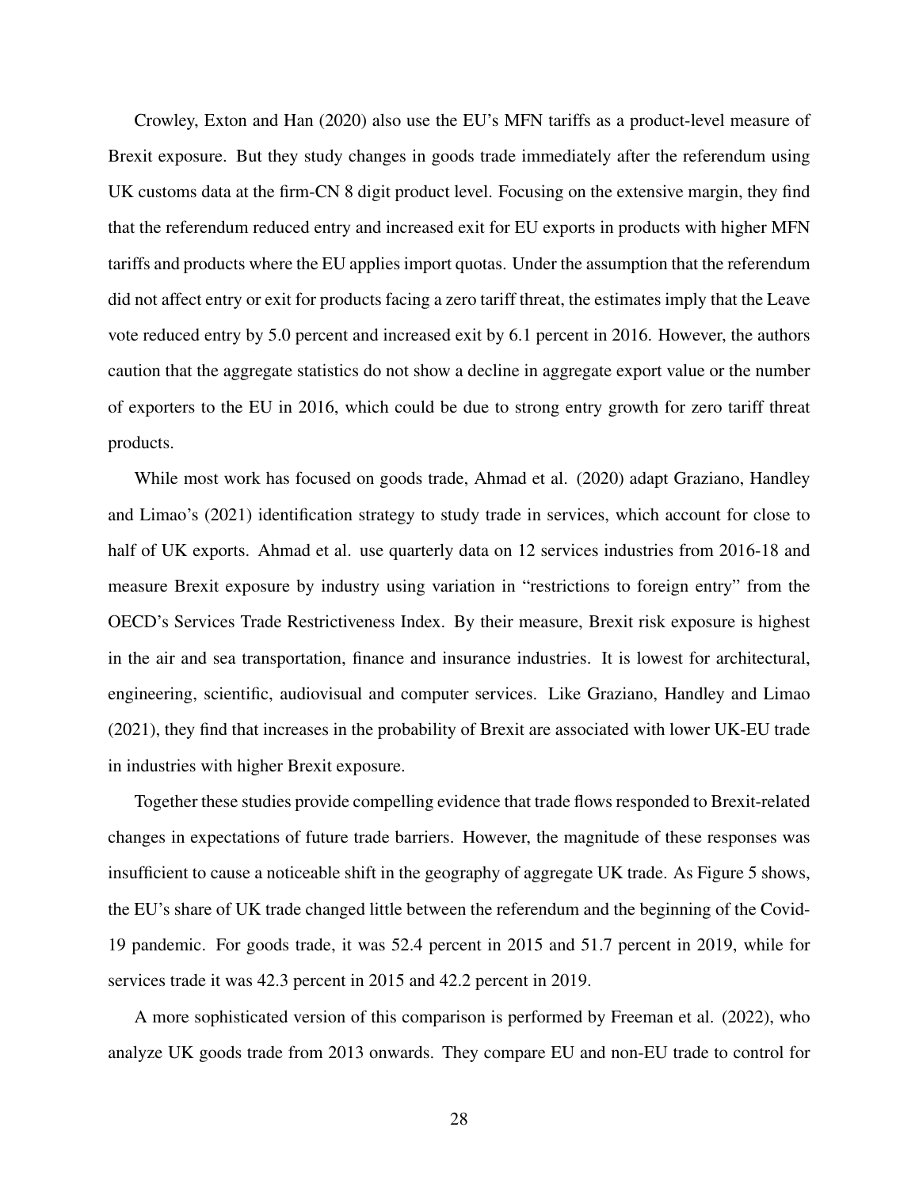Crowley, Exton and Han (2020) also use the EU's MFN tariffs as a product-level measure of Brexit exposure. But they study changes in goods trade immediately after the referendum using UK customs data at the firm-CN 8 digit product level. Focusing on the extensive margin, they find that the referendum reduced entry and increased exit for EU exports in products with higher MFN tariffs and products where the EU applies import quotas. Under the assumption that the referendum did not affect entry or exit for products facing a zero tariff threat, the estimates imply that the Leave vote reduced entry by 5.0 percent and increased exit by 6.1 percent in 2016. However, the authors caution that the aggregate statistics do not show a decline in aggregate export value or the number of exporters to the EU in 2016, which could be due to strong entry growth for zero tariff threat products.

While most work has focused on goods trade, Ahmad et al. (2020) adapt Graziano, Handley and Limao's (2021) identification strategy to study trade in services, which account for close to half of UK exports. Ahmad et al. use quarterly data on 12 services industries from 2016-18 and measure Brexit exposure by industry using variation in "restrictions to foreign entry" from the OECD's Services Trade Restrictiveness Index. By their measure, Brexit risk exposure is highest in the air and sea transportation, finance and insurance industries. It is lowest for architectural, engineering, scientific, audiovisual and computer services. Like Graziano, Handley and Limao (2021), they find that increases in the probability of Brexit are associated with lower UK-EU trade in industries with higher Brexit exposure.

Together these studies provide compelling evidence that trade flows responded to Brexit-related changes in expectations of future trade barriers. However, the magnitude of these responses was insufficient to cause a noticeable shift in the geography of aggregate UK trade. As Figure 5 shows, the EU's share of UK trade changed little between the referendum and the beginning of the Covid-19 pandemic. For goods trade, it was 52.4 percent in 2015 and 51.7 percent in 2019, while for services trade it was 42.3 percent in 2015 and 42.2 percent in 2019.

A more sophisticated version of this comparison is performed by Freeman et al. (2022), who analyze UK goods trade from 2013 onwards. They compare EU and non-EU trade to control for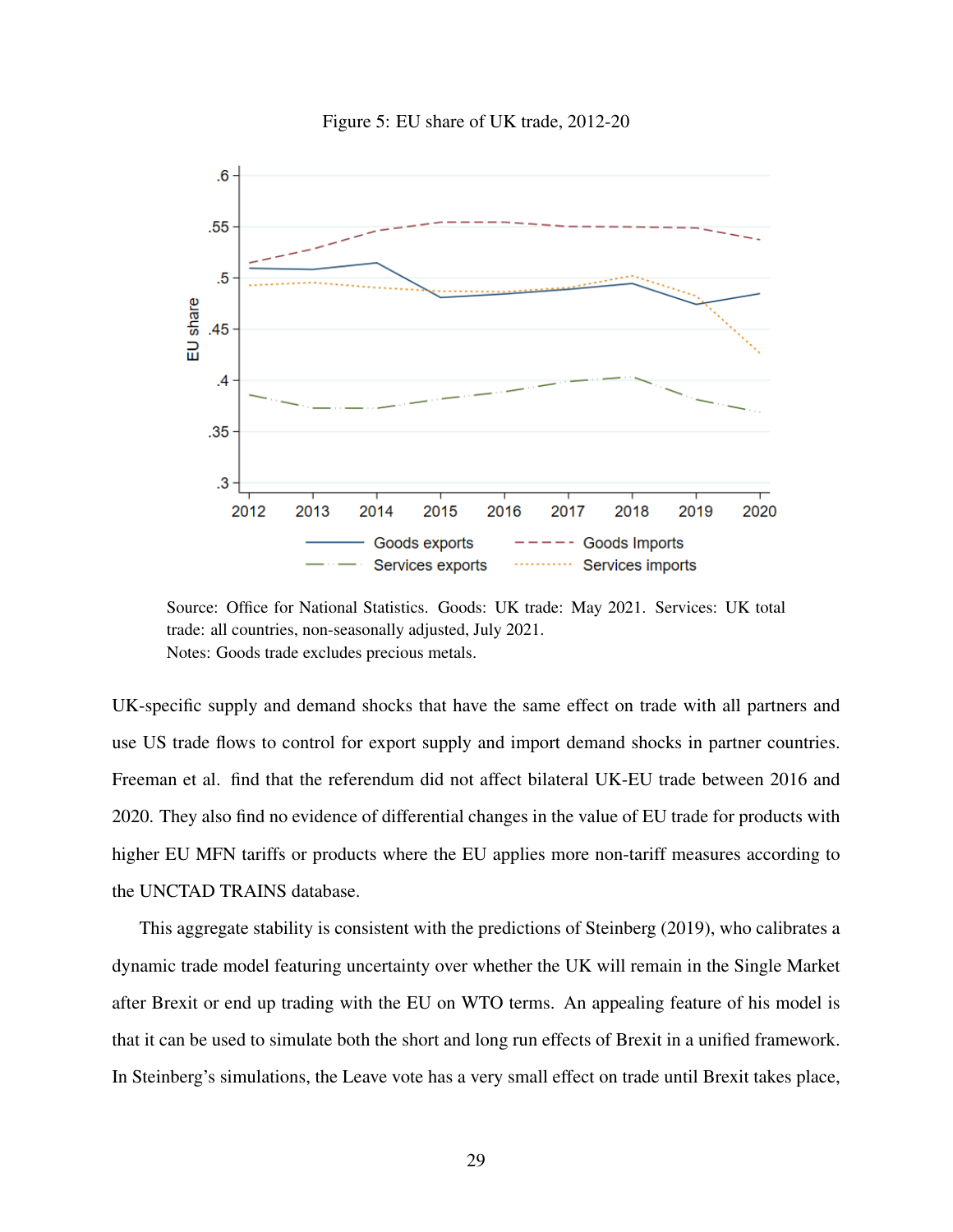Figure 5: EU share of UK trade, 2012-20

Source: Office for National Statistics. Goods: UK trade: May 2021. Services: UK total trade: all countries, non-seasonally adjusted, July 2021.
Notes: Goods trade excludes precious metals.

UK-specific supply and demand shocks that have the same effect on trade with all partners and use US trade flows to control for export supply and import demand shocks in partner countries. Freeman et al. find that the referendum did not affect bilateral UK-EU trade between 2016 and 2020. They also find no evidence of differential changes in the value of EU trade for products with higher EU MFN tariffs or products where the EU applies more non-tariff measures according to the UNCTAD TRAINS database.

This aggregate stability is consistent with the predictions of Steinberg (2019), who calibrates a dynamic trade model featuring uncertainty over whether the UK will remain in the Single Market after Brexit or end up trading with the EU on WTO terms. An appealing feature of his model is that it can be used to simulate both the short and long run effects of Brexit in a unified framework. In Steinberg's simulations, the Leave vote has a very small effect on trade until Brexit takes place,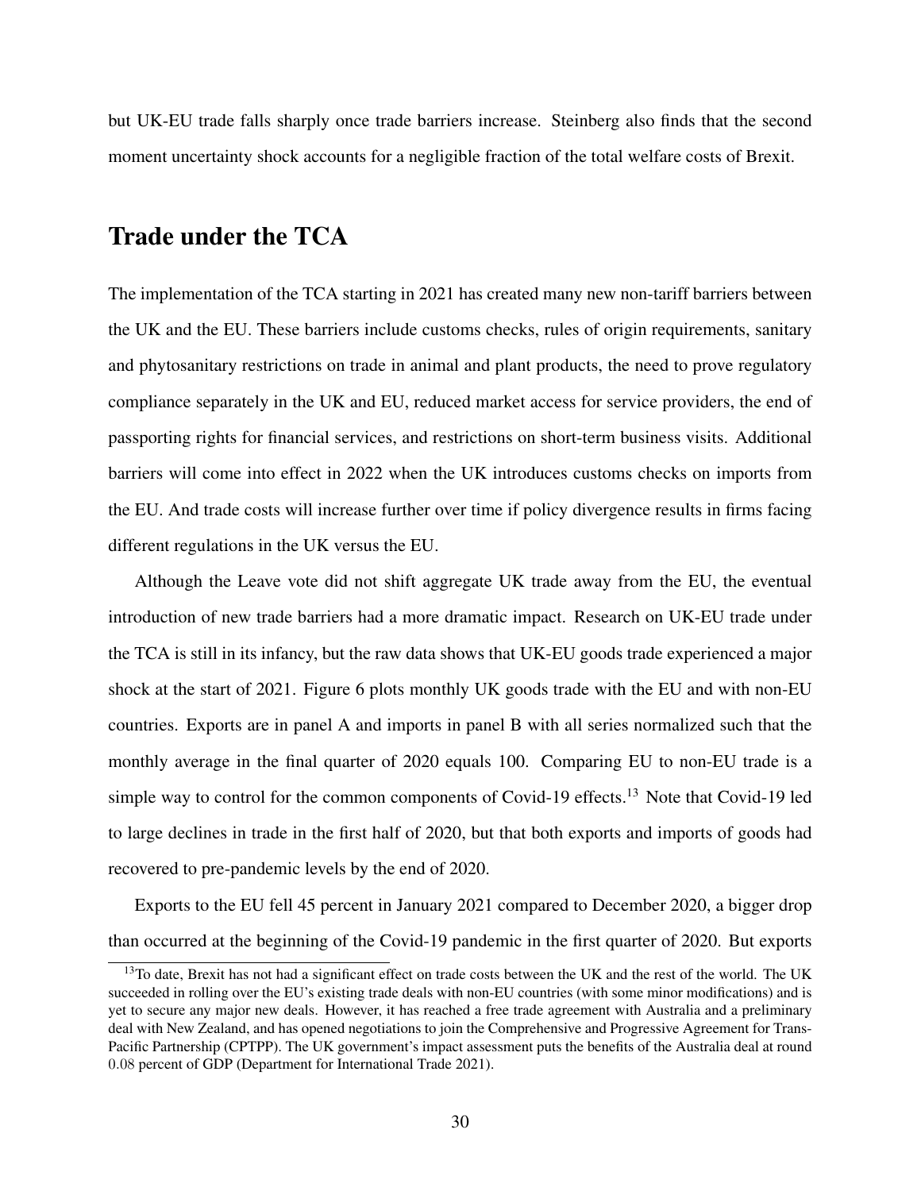but UK-EU trade falls sharply once trade barriers increase. Steinberg also finds that the second moment uncertainty shock accounts for a negligible fraction of the total welfare costs of Brexit.

# Trade under the TCA

The implementation of the TCA starting in 2021 has created many new non-tariff barriers between the UK and the EU. These barriers include customs checks, rules of origin requirements, sanitary and phytosanitary restrictions on trade in animal and plant products, the need to prove regulatory compliance separately in the UK and EU, reduced market access for service providers, the end of passporting rights for financial services, and restrictions on short-term business visits. Additional barriers will come into effect in 2022 when the UK introduces customs checks on imports from the EU. And trade costs will increase further over time if policy divergence results in firms facing different regulations in the UK versus the EU.

Although the Leave vote did not shift aggregate UK trade away from the EU, the eventual introduction of new trade barriers had a more dramatic impact. Research on UK-EU trade under the TCA is still in its infancy, but the raw data shows that UK-EU goods trade experienced a major shock at the start of 2021. Figure 6 plots monthly UK goods trade with the EU and with non-EU countries. Exports are in panel A and imports in panel B with all series normalized such that the monthly average in the final quarter of 2020 equals 100. Comparing EU to non-EU trade is a simple way to control for the common components of Covid-19 effects.[13] Note that Covid-19 led to large declines in trade in the first half of 2020, but that both exports and imports of goods had recovered to pre-pandemic levels by the end of 2020.

Exports to the EU fell 45 percent in January 2021 compared to December 2020, a bigger drop than occurred at the beginning of the Covid-19 pandemic in the first quarter of 2020. But exports

[13] To date, Brexit has not had a significant effect on trade costs between the UK and the rest of the world. The UK succeeded in rolling over the EU's existing trade deals with non-EU countries (with some minor modifications) and is yet to secure any major new deals. However, it has reached a free trade agreement with Australia and a preliminary deal with New Zealand, and has opened negotiations to join the Comprehensive and Progressive Agreement for Trans-Pacific Partnership (CPTPP). The UK government's impact assessment puts the benefits of the Australia deal at round 0.08 percent of GDP (Department for International Trade 2021).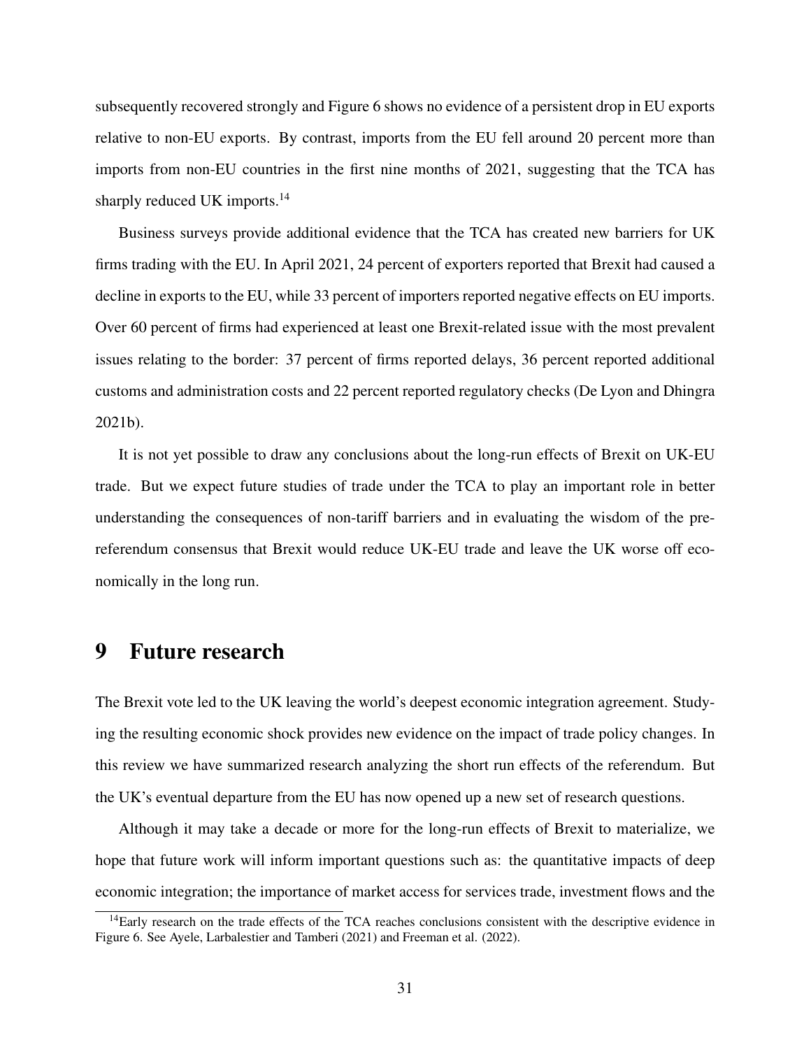subsequently recovered strongly and Figure 6 shows no evidence of a persistent drop in EU exports relative to non-EU exports. By contrast, imports from the EU fell around 20 percent more than imports from non-EU countries in the first nine months of 2021, suggesting that the TCA has sharply reduced UK imports.[14]

Business surveys provide additional evidence that the TCA has created new barriers for UK firms trading with the EU. In April 2021, 24 percent of exporters reported that Brexit had caused a decline in exports to the EU, while 33 percent of importers reported negative effects on EU imports. Over 60 percent of firms had experienced at least one Brexit-related issue with the most prevalent issues relating to the border: 37 percent of firms reported delays, 36 percent reported additional customs and administration costs and 22 percent reported regulatory checks (De Lyon and Dhingra 2021b).

It is not yet possible to draw any conclusions about the long-run effects of Brexit on UK-EU trade. But we expect future studies of trade under the TCA to play an important role in better understanding the consequences of non-tariff barriers and in evaluating the wisdom of the pre-referendum consensus that Brexit would reduce UK-EU trade and leave the UK worse off economically in the long run.

# 9 Future research

The Brexit vote led to the UK leaving the world's deepest economic integration agreement. Studying the resulting economic shock provides new evidence on the impact of trade policy changes. In this review we have summarized research analyzing the short run effects of the referendum. But the UK's eventual departure from the EU has now opened up a new set of research questions.

Although it may take a decade or more for the long-run effects of Brexit to materialize, we hope that future work will inform important questions such as: the quantitative impacts of deep economic integration; the importance of market access for services trade, investment flows and the

[14] Early research on the trade effects of the TCA reaches conclusions consistent with the descriptive evidence in Figure 6. See Ayele, Larbalestier and Tamberi (2021) and Freeman et al. (2022).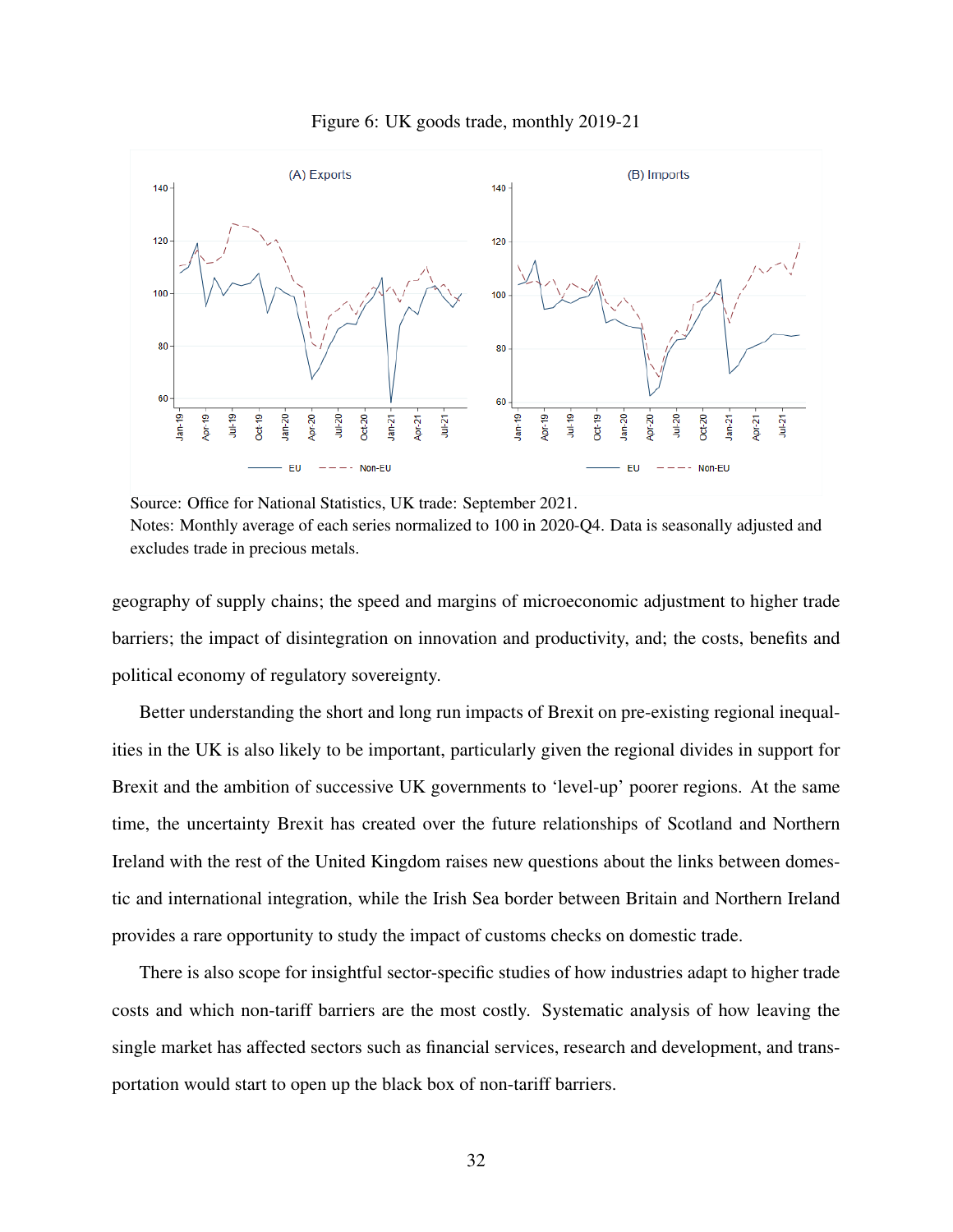Figure 6: UK goods trade, monthly 2019-21

Source: Office for National Statistics, UK trade: September 2021.
Notes: Monthly average of each series normalized to 100 in 2020-Q4. Data is seasonally adjusted and excludes trade in precious metals.

geography of supply chains; the speed and margins of microeconomic adjustment to higher trade barriers; the impact of disintegration on innovation and productivity, and; the costs, benefits and political economy of regulatory sovereignty.

Better understanding the short and long run impacts of Brexit on pre-existing regional inequalities in the UK is also likely to be important, particularly given the regional divides in support for Brexit and the ambition of successive UK governments to 'level-up' poorer regions. At the same time, the uncertainty Brexit has created over the future relationships of Scotland and Northern Ireland with the rest of the United Kingdom raises new questions about the links between domestic and international integration, while the Irish Sea border between Britain and Northern Ireland provides a rare opportunity to study the impact of customs checks on domestic trade.

There is also scope for insightful sector-specific studies of how industries adapt to higher trade costs and which non-tariff barriers are the most costly. Systematic analysis of how leaving the single market has affected sectors such as financial services, research and development, and transportation would start to open up the black box of non-tariff barriers.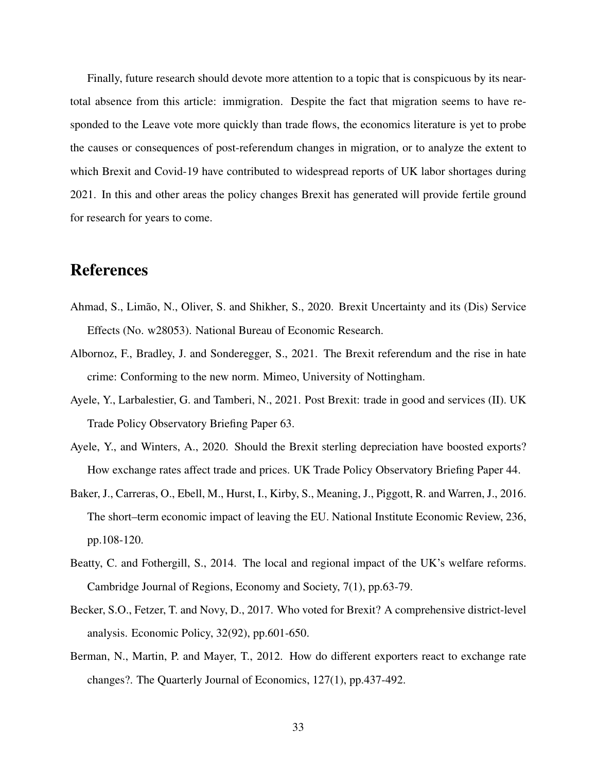Finally, future research should devote more attention to a topic that is conspicuous by its near-total absence from this article: immigration. Despite the fact that migration seems to have responded to the Leave vote more quickly than trade flows, the economics literature is yet to probe the causes or consequences of post-referendum changes in migration, or to analyze the extent to which Brexit and Covid-19 have contributed to widespread reports of UK labor shortages during 2021. In this and other areas the policy changes Brexit has generated will provide fertile ground for research for years to come.

# References

Ahmad, S., Limão, N., Oliver, S. and Shikher, S., 2020. Brexit Uncertainty and its (Dis) Service Effects (No. w28053). National Bureau of Economic Research.

Albornoz, F., Bradley, J. and Sonderegger, S., 2021. The Brexit referendum and the rise in hate crime: Conforming to the new norm. Mimeo, University of Nottingham.

Ayele, Y., Larbalestier, G. and Tamberi, N., 2021. Post Brexit: trade in good and services (II). UK Trade Policy Observatory Briefing Paper 63.

Ayele, Y., and Winters, A., 2020. Should the Brexit sterling depreciation have boosted exports? How exchange rates affect trade and prices. UK Trade Policy Observatory Briefing Paper 44.

Baker, J., Carreras, O., Ebell, M., Hurst, I., Kirby, S., Meaning, J., Piggott, R. and Warren, J., 2016. The short–term economic impact of leaving the EU. National Institute Economic Review, 236, pp.108-120.

Beatty, C. and Fothergill, S., 2014. The local and regional impact of the UK's welfare reforms. Cambridge Journal of Regions, Economy and Society, 7(1), pp.63-79.

Becker, S.O., Fetzer, T. and Novy, D., 2017. Who voted for Brexit? A comprehensive district-level analysis. Economic Policy, 32(92), pp.601-650.

Berman, N., Martin, P. and Mayer, T., 2012. How do different exporters react to exchange rate changes?. The Quarterly Journal of Economics, 127(1), pp.437-492.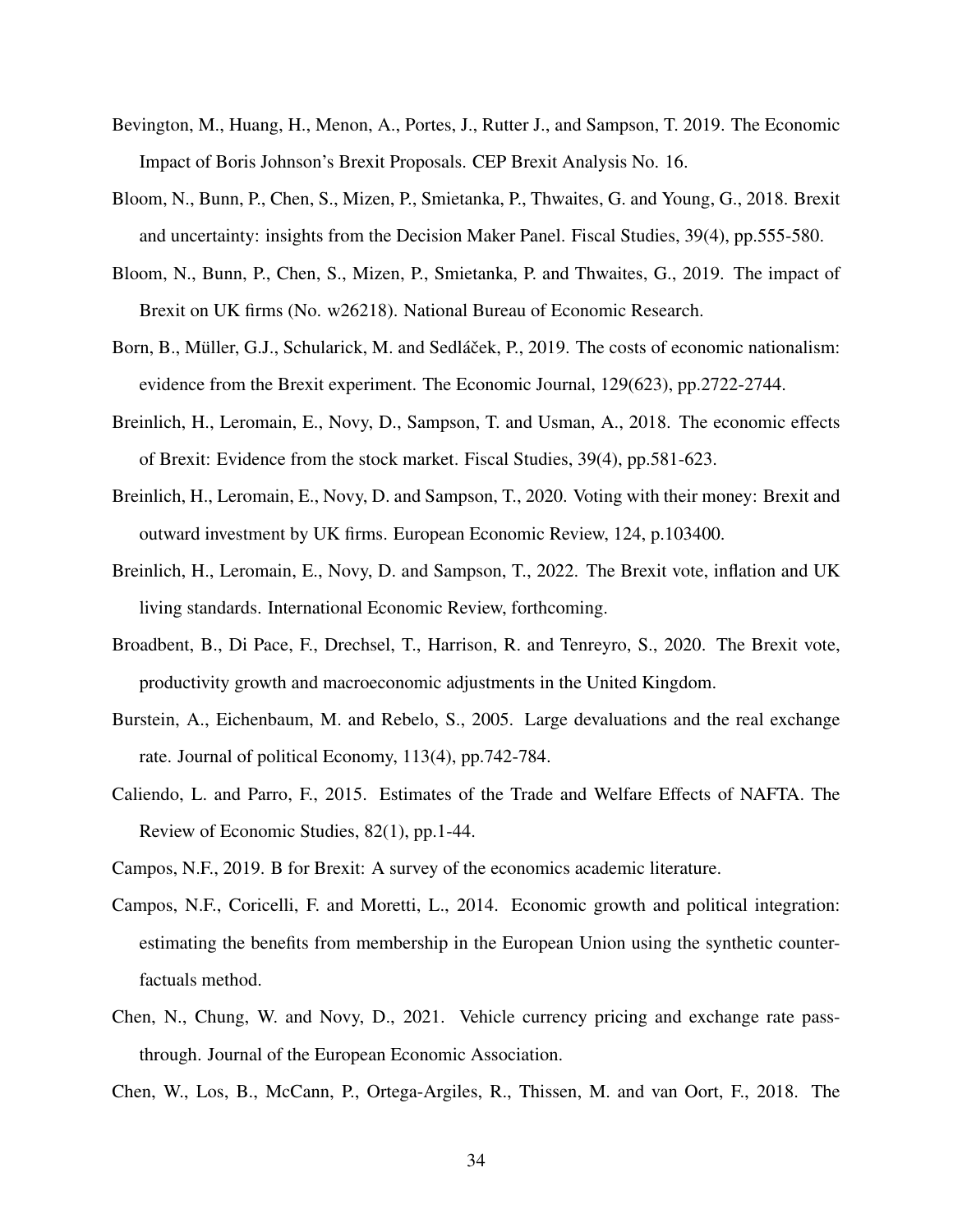Bevington, M., Huang, H., Menon, A., Portes, J., Rutter J., and Sampson, T. 2019. The Economic Impact of Boris Johnson's Brexit Proposals. CEP Brexit Analysis No. 16.

Bloom, N., Bunn, P., Chen, S., Mizen, P., Smietanka, P., Thwaites, G. and Young, G., 2018. Brexit and uncertainty: insights from the Decision Maker Panel. Fiscal Studies, 39(4), pp.555-580.

Bloom, N., Bunn, P., Chen, S., Mizen, P., Smietanka, P. and Thwaites, G., 2019. The impact of Brexit on UK firms (No. w26218). National Bureau of Economic Research.

Born, B., Müller, G.J., Schularick, M. and Sedláček, P., 2019. The costs of economic nationalism: evidence from the Brexit experiment. The Economic Journal, 129(623), pp.2722-2744.

Breinlich, H., Leromain, E., Novy, D., Sampson, T. and Usman, A., 2018. The economic effects of Brexit: Evidence from the stock market. Fiscal Studies, 39(4), pp.581-623.

Breinlich, H., Leromain, E., Novy, D. and Sampson, T., 2020. Voting with their money: Brexit and outward investment by UK firms. European Economic Review, 124, p.103400.

Breinlich, H., Leromain, E., Novy, D. and Sampson, T., 2022. The Brexit vote, inflation and UK living standards. International Economic Review, forthcoming.

Broadbent, B., Di Pace, F., Drechsel, T., Harrison, R. and Tenreyro, S., 2020. The Brexit vote, productivity growth and macroeconomic adjustments in the United Kingdom.

Burstein, A., Eichenbaum, M. and Rebelo, S., 2005. Large devaluations and the real exchange rate. Journal of political Economy, 113(4), pp.742-784.

Caliendo, L. and Parro, F., 2015. Estimates of the Trade and Welfare Effects of NAFTA. The Review of Economic Studies, 82(1), pp.1-44.

Campos, N.F., 2019. B for Brexit: A survey of the economics academic literature.

Campos, N.F., Coricelli, F. and Moretti, L., 2014. Economic growth and political integration: estimating the benefits from membership in the European Union using the synthetic counterfactuals method.

Chen, N., Chung, W. and Novy, D., 2021. Vehicle currency pricing and exchange rate pass-through. Journal of the European Economic Association.

Chen, W., Los, B., McCann, P., Ortega-Argiles, R., Thissen, M. and van Oort, F., 2018. The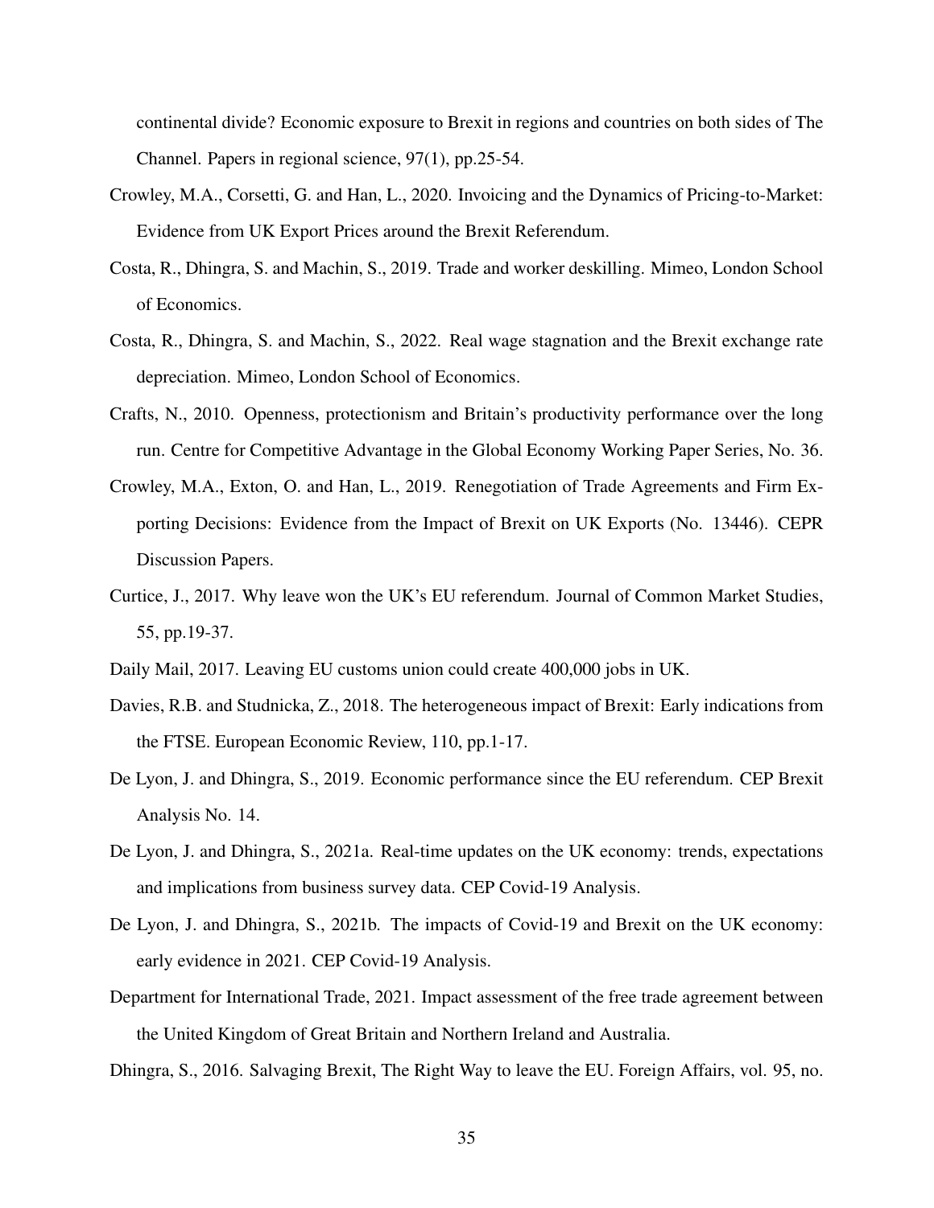continental divide? Economic exposure to Brexit in regions and countries on both sides of The Channel. Papers in regional science, 97(1), pp.25-54.

Crowley, M.A., Corsetti, G. and Han, L., 2020. Invoicing and the Dynamics of Pricing-to-Market: Evidence from UK Export Prices around the Brexit Referendum.

Costa, R., Dhingra, S. and Machin, S., 2019. Trade and worker deskilling. Mimeo, London School of Economics.

Costa, R., Dhingra, S. and Machin, S., 2022. Real wage stagnation and the Brexit exchange rate depreciation. Mimeo, London School of Economics.

Crafts, N., 2010. Openness, protectionism and Britain's productivity performance over the long run. Centre for Competitive Advantage in the Global Economy Working Paper Series, No. 36.

Crowley, M.A., Exton, O. and Han, L., 2019. Renegotiation of Trade Agreements and Firm Exporting Decisions: Evidence from the Impact of Brexit on UK Exports (No. 13446). CEPR Discussion Papers.

Curtice, J., 2017. Why leave won the UK's EU referendum. Journal of Common Market Studies, 55, pp.19-37.

Daily Mail, 2017. Leaving EU customs union could create 400,000 jobs in UK.

Davies, R.B. and Studnicka, Z., 2018. The heterogeneous impact of Brexit: Early indications from the FTSE. European Economic Review, 110, pp.1-17.

De Lyon, J. and Dhingra, S., 2019. Economic performance since the EU referendum. CEP Brexit Analysis No. 14.

De Lyon, J. and Dhingra, S., 2021a. Real-time updates on the UK economy: trends, expectations and implications from business survey data. CEP Covid-19 Analysis.

De Lyon, J. and Dhingra, S., 2021b. The impacts of Covid-19 and Brexit on the UK economy: early evidence in 2021. CEP Covid-19 Analysis.

Department for International Trade, 2021. Impact assessment of the free trade agreement between the United Kingdom of Great Britain and Northern Ireland and Australia.

Dhingra, S., 2016. Salvaging Brexit, The Right Way to leave the EU. Foreign Affairs, vol. 95, no.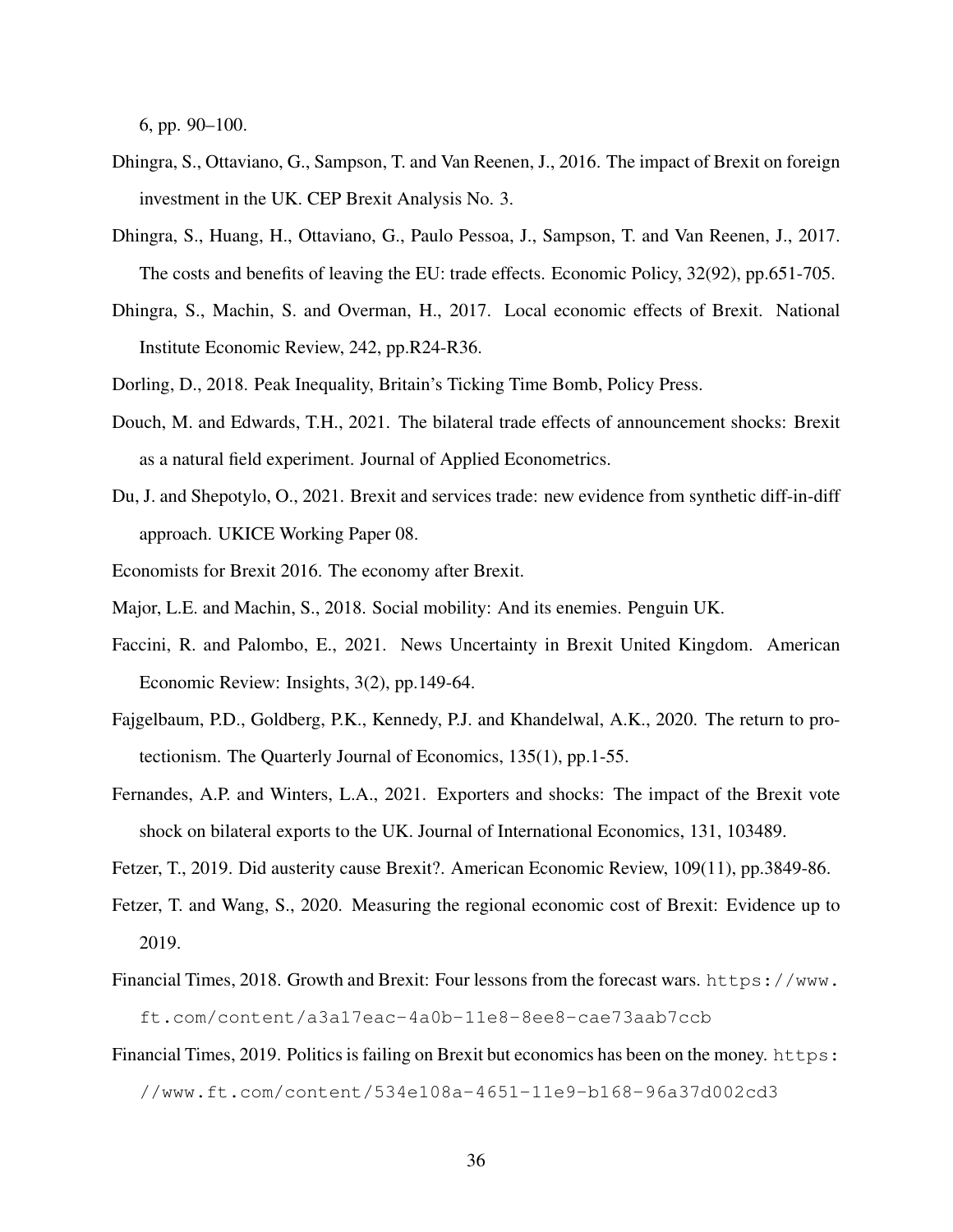6, pp. 90–100.

Dhingra, S., Ottaviano, G., Sampson, T. and Van Reenen, J., 2016. The impact of Brexit on foreign investment in the UK. CEP Brexit Analysis No. 3.

Dhingra, S., Huang, H., Ottaviano, G., Paulo Pessoa, J., Sampson, T. and Van Reenen, J., 2017. The costs and benefits of leaving the EU: trade effects. Economic Policy, 32(92), pp.651-705.

Dhingra, S., Machin, S. and Overman, H., 2017. Local economic effects of Brexit. National Institute Economic Review, 242, pp.R24-R36.

Dorling, D., 2018. Peak Inequality, Britain's Ticking Time Bomb, Policy Press.

Douch, M. and Edwards, T.H., 2021. The bilateral trade effects of announcement shocks: Brexit as a natural field experiment. Journal of Applied Econometrics.

Du, J. and Shepotylo, O., 2021. Brexit and services trade: new evidence from synthetic diff-in-diff approach. UKICE Working Paper 08.

Economists for Brexit 2016. The economy after Brexit.

Major, L.E. and Machin, S., 2018. Social mobility: And its enemies. Penguin UK.

Faccini, R. and Palombo, E., 2021. News Uncertainty in Brexit United Kingdom. American Economic Review: Insights, 3(2), pp.149-64.

Fajgelbaum, P.D., Goldberg, P.K., Kennedy, P.J. and Khandelwal, A.K., 2020. The return to protectionism. The Quarterly Journal of Economics, 135(1), pp.1-55.

Fernandes, A.P. and Winters, L.A., 2021. Exporters and shocks: The impact of the Brexit vote shock on bilateral exports to the UK. Journal of International Economics, 131, 103489.

Fetzer, T., 2019. Did austerity cause Brexit?. American Economic Review, 109(11), pp.3849-86.

Fetzer, T. and Wang, S., 2020. Measuring the regional economic cost of Brexit: Evidence up to 2019.

Financial Times, 2018. Growth and Brexit: Four lessons from the forecast wars. https://www.ft.com/content/a3a17eac-4a0b-11e8-8ee8-cae73aab7ccb

Financial Times, 2019. Politics is failing on Brexit but economics has been on the money. https://www.ft.com/content/534e108a-4651-11e9-b168-96a37d002cd3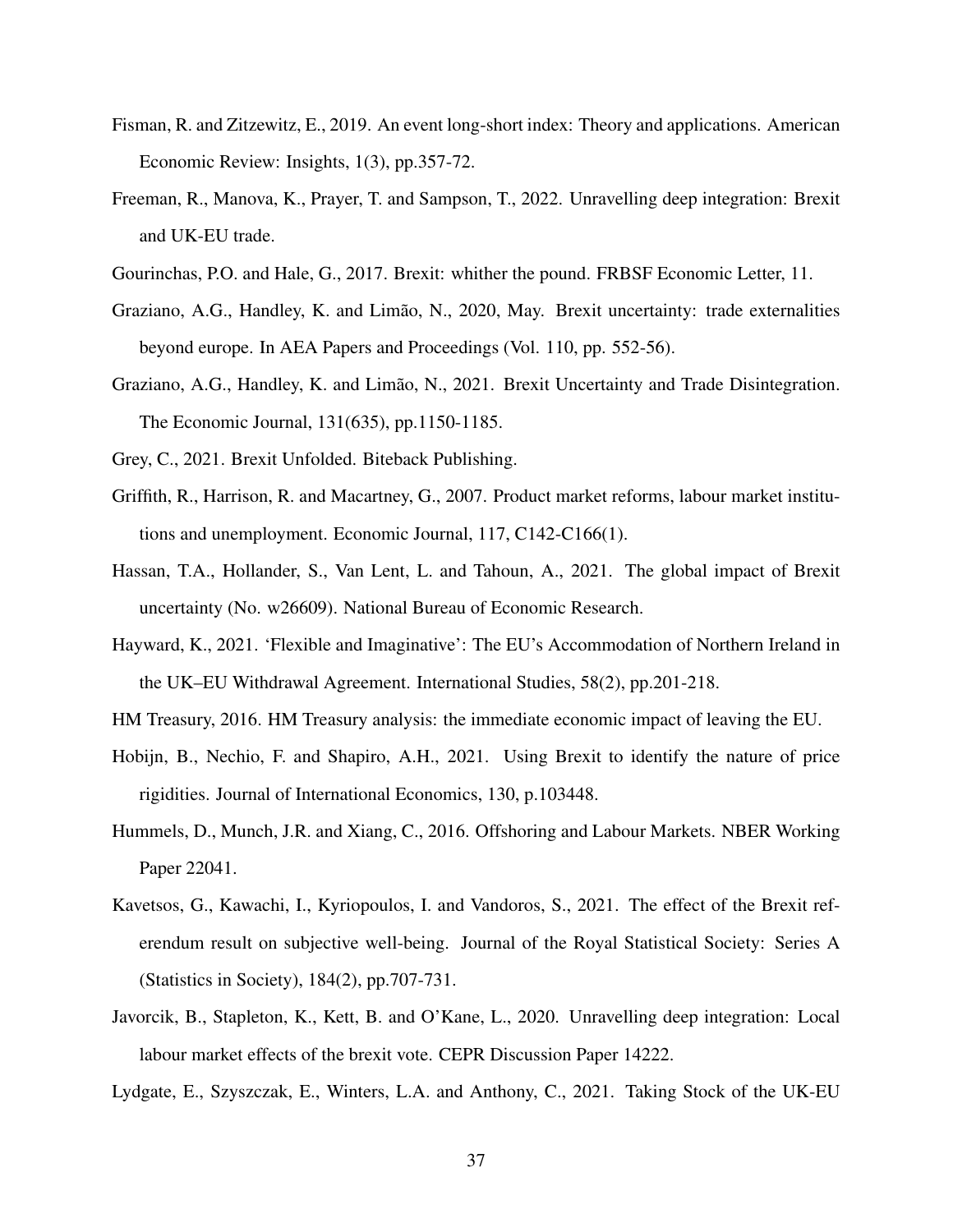Fisman, R. and Zitzewitz, E., 2019. An event long-short index: Theory and applications. American Economic Review: Insights, 1(3), pp.357-72.

Freeman, R., Manova, K., Prayer, T. and Sampson, T., 2022. Unravelling deep integration: Brexit and UK-EU trade.

Gourinchas, P.O. and Hale, G., 2017. Brexit: whither the pound. FRBSF Economic Letter, 11.

Graziano, A.G., Handley, K. and Limão, N., 2020, May. Brexit uncertainty: trade externalities beyond europe. In AEA Papers and Proceedings (Vol. 110, pp. 552-56).

Graziano, A.G., Handley, K. and Limão, N., 2021. Brexit Uncertainty and Trade Disintegration. The Economic Journal, 131(635), pp.1150-1185.

Grey, C., 2021. Brexit Unfolded. Biteback Publishing.

Griffith, R., Harrison, R. and Macartney, G., 2007. Product market reforms, labour market institutions and unemployment. Economic Journal, 117, C142-C166(1).

Hassan, T.A., Hollander, S., Van Lent, L. and Tahoun, A., 2021. The global impact of Brexit uncertainty (No. w26609). National Bureau of Economic Research.

Hayward, K., 2021. 'Flexible and Imaginative': The EU's Accommodation of Northern Ireland in the UK–EU Withdrawal Agreement. International Studies, 58(2), pp.201-218.

HM Treasury, 2016. HM Treasury analysis: the immediate economic impact of leaving the EU.

Hobijn, B., Nechio, F. and Shapiro, A.H., 2021. Using Brexit to identify the nature of price rigidities. Journal of International Economics, 130, p.103448.

Hummels, D., Munch, J.R. and Xiang, C., 2016. Offshoring and Labour Markets. NBER Working Paper 22041.

Kavetsos, G., Kawachi, I., Kyriopoulos, I. and Vandoros, S., 2021. The effect of the Brexit referendum result on subjective well-being. Journal of the Royal Statistical Society: Series A (Statistics in Society), 184(2), pp.707-731.

Javorcik, B., Stapleton, K., Kett, B. and O'Kane, L., 2020. Unravelling deep integration: Local labour market effects of the brexit vote. CEPR Discussion Paper 14222.

Lydgate, E., Szyszczak, E., Winters, L.A. and Anthony, C., 2021. Taking Stock of the UK-EU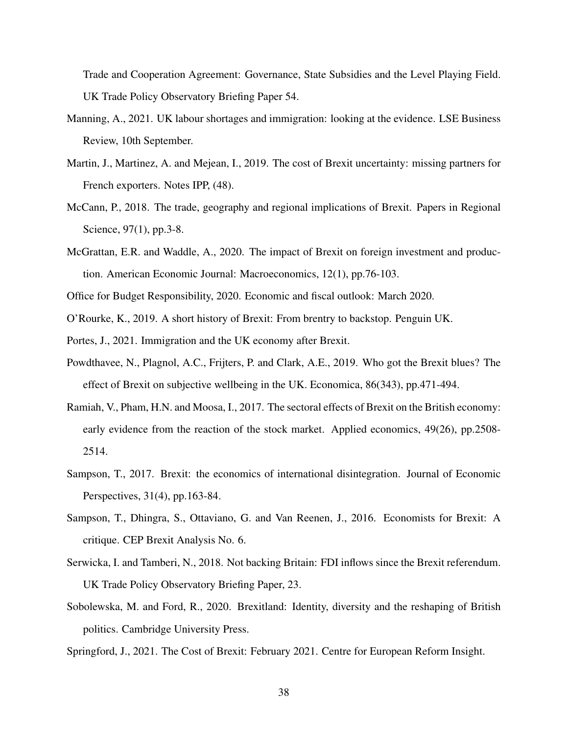Trade and Cooperation Agreement: Governance, State Subsidies and the Level Playing Field. UK Trade Policy Observatory Briefing Paper 54.

Manning, A., 2021. UK labour shortages and immigration: looking at the evidence. LSE Business Review, 10th September.

Martin, J., Martinez, A. and Mejean, I., 2019. The cost of Brexit uncertainty: missing partners for French exporters. Notes IPP, (48).

McCann, P., 2018. The trade, geography and regional implications of Brexit. Papers in Regional Science, 97(1), pp.3-8.

McGrattan, E.R. and Waddle, A., 2020. The impact of Brexit on foreign investment and production. American Economic Journal: Macroeconomics, 12(1), pp.76-103.

Office for Budget Responsibility, 2020. Economic and fiscal outlook: March 2020.

O'Rourke, K., 2019. A short history of Brexit: From brentry to backstop. Penguin UK.

Portes, J., 2021. Immigration and the UK economy after Brexit.

Powdthavee, N., Plagnol, A.C., Frijters, P. and Clark, A.E., 2019. Who got the Brexit blues? The effect of Brexit on subjective wellbeing in the UK. Economica, 86(343), pp.471-494.

Ramiah, V., Pham, H.N. and Moosa, I., 2017. The sectoral effects of Brexit on the British economy: early evidence from the reaction of the stock market. Applied economics, 49(26), pp.2508-2514.

Sampson, T., 2017. Brexit: the economics of international disintegration. Journal of Economic Perspectives, 31(4), pp.163-84.

Sampson, T., Dhingra, S., Ottaviano, G. and Van Reenen, J., 2016. Economists for Brexit: A critique. CEP Brexit Analysis No. 6.

Serwicka, I. and Tamberi, N., 2018. Not backing Britain: FDI inflows since the Brexit referendum. UK Trade Policy Observatory Briefing Paper, 23.

Sobolewska, M. and Ford, R., 2020. Brexitland: Identity, diversity and the reshaping of British politics. Cambridge University Press.

Springford, J., 2021. The Cost of Brexit: February 2021. Centre for European Reform Insight.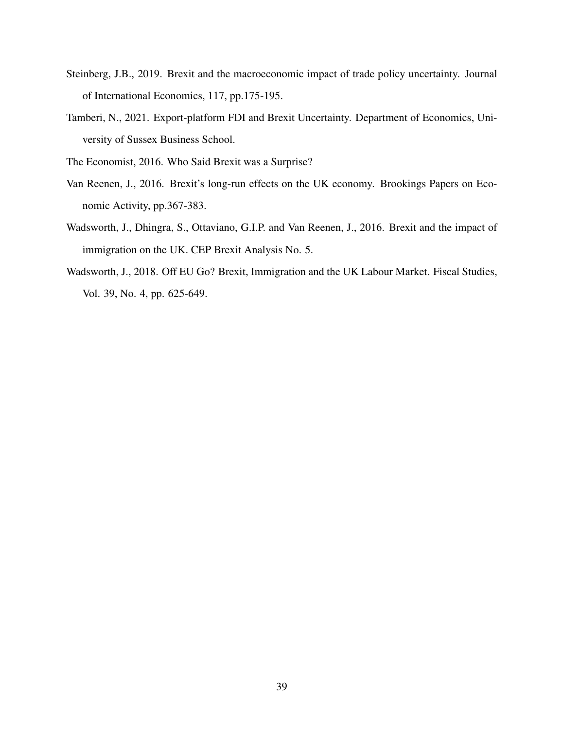Steinberg, J.B., 2019. Brexit and the macroeconomic impact of trade policy uncertainty. Journal of International Economics, 117, pp.175-195.

Tamberi, N., 2021. Export-platform FDI and Brexit Uncertainty. Department of Economics, University of Sussex Business School.

The Economist, 2016. Who Said Brexit was a Surprise?

Van Reenen, J., 2016. Brexit's long-run effects on the UK economy. Brookings Papers on Economic Activity, pp.367-383.

Wadsworth, J., Dhingra, S., Ottaviano, G.I.P. and Van Reenen, J., 2016. Brexit and the impact of immigration on the UK. CEP Brexit Analysis No. 5.

Wadsworth, J., 2018. Off EU Go? Brexit, Immigration and the UK Labour Market. Fiscal Studies, Vol. 39, No. 4, pp. 625-649.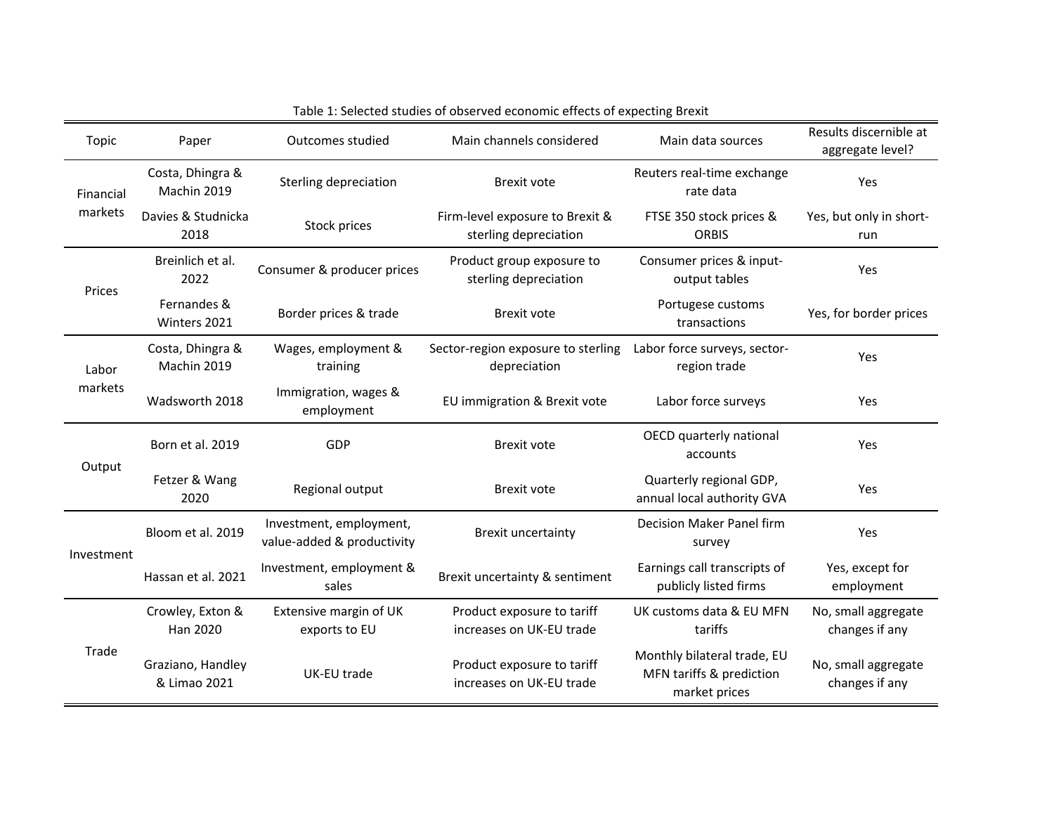Table 1: Selected studies of observed economic effects of expecting Brexit

| Topic | Paper | Outcomes studied | Main channels considered | Main data sources | Results discernible at aggregate level? |
|---|---|---|---|---|---|
| Financial markets | Costa, Dhingra & Machin 2019 | Sterling depreciation | Brexit vote | Reuters real-time exchange rate data | Yes |
| | Davies & Studnicka 2018 | Stock prices | Firm-level exposure to Brexit & sterling depreciation | FTSE 350 stock prices & ORBIS | Yes, but only in short-run |
| Prices | Breinlich et al. 2022 | Consumer & producer prices | Product group exposure to sterling depreciation | Consumer prices & input-output tables | Yes |
| | Fernandes & Winters 2021 | Border prices & trade | Brexit vote | Portugese customs transactions | Yes, for border prices |
| Labor markets | Costa, Dhingra & Machin 2019 | Wages, employment & training | Sector-region exposure to sterling depreciation | Labor force surveys, sector-region trade | Yes |
| | Wadsworth 2018 | Immigration, wages & employment | EU immigration & Brexit vote | Labor force surveys | Yes |
| Output | Born et al. 2019 | GDP | Brexit vote | OECD quarterly national accounts | Yes |
| | Fetzer & Wang 2020 | Regional output | Brexit vote | Quarterly regional GDP, annual local authority GVA | Yes |
| Investment | Bloom et al. 2019 | Investment, employment, value-added & productivity | Brexit uncertainty | Decision Maker Panel firm survey | Yes |
| | Hassan et al. 2021 | Investment, employment & sales | Brexit uncertainty & sentiment | Earnings call transcripts of publicly listed firms | Yes, except for employment |
| Trade | Crowley, Exton & Han 2020 | Extensive margin of UK exports to EU | Product exposure to tariff increases on UK-EU trade | UK customs data & EU MFN tariffs | No, small aggregate changes if any |
| | Graziano, Handley & Limao 2021 | UK-EU trade | Product exposure to tariff increases on UK-EU trade | Monthly bilateral trade, EU MFN tariffs & prediction market prices | No, small aggregate changes if any |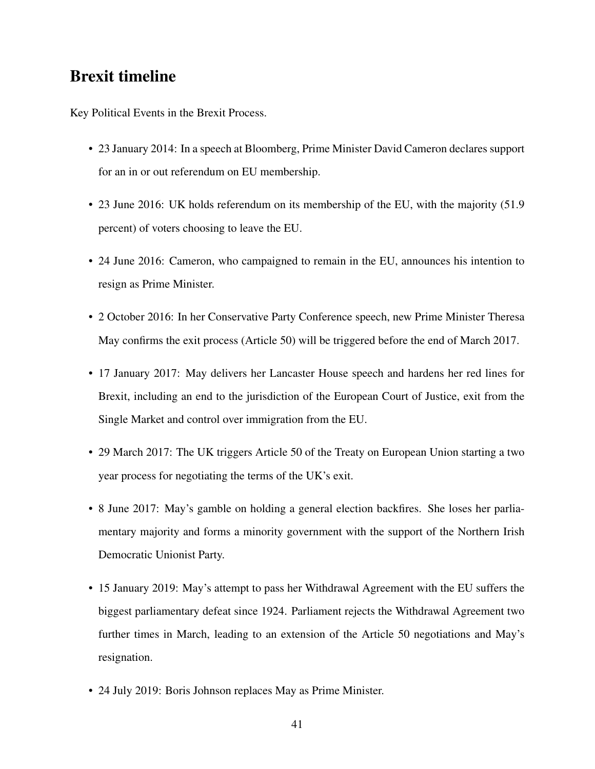## Brexit timeline

Key Political Events in the Brexit Process.

- 23 January 2014: In a speech at Bloomberg, Prime Minister David Cameron declares support for an in or out referendum on EU membership.
- 23 June 2016: UK holds referendum on its membership of the EU, with the majority (51.9 percent) of voters choosing to leave the EU.
- 24 June 2016: Cameron, who campaigned to remain in the EU, announces his intention to resign as Prime Minister.
- 2 October 2016: In her Conservative Party Conference speech, new Prime Minister Theresa May confirms the exit process (Article 50) will be triggered before the end of March 2017.
- 17 January 2017: May delivers her Lancaster House speech and hardens her red lines for Brexit, including an end to the jurisdiction of the European Court of Justice, exit from the Single Market and control over immigration from the EU.
- 29 March 2017: The UK triggers Article 50 of the Treaty on European Union starting a two year process for negotiating the terms of the UK's exit.
- 8 June 2017: May's gamble on holding a general election backfires. She loses her parliamentary majority and forms a minority government with the support of the Northern Irish Democratic Unionist Party.
- 15 January 2019: May's attempt to pass her Withdrawal Agreement with the EU suffers the biggest parliamentary defeat since 1924. Parliament rejects the Withdrawal Agreement two further times in March, leading to an extension of the Article 50 negotiations and May's resignation.
- 24 July 2019: Boris Johnson replaces May as Prime Minister.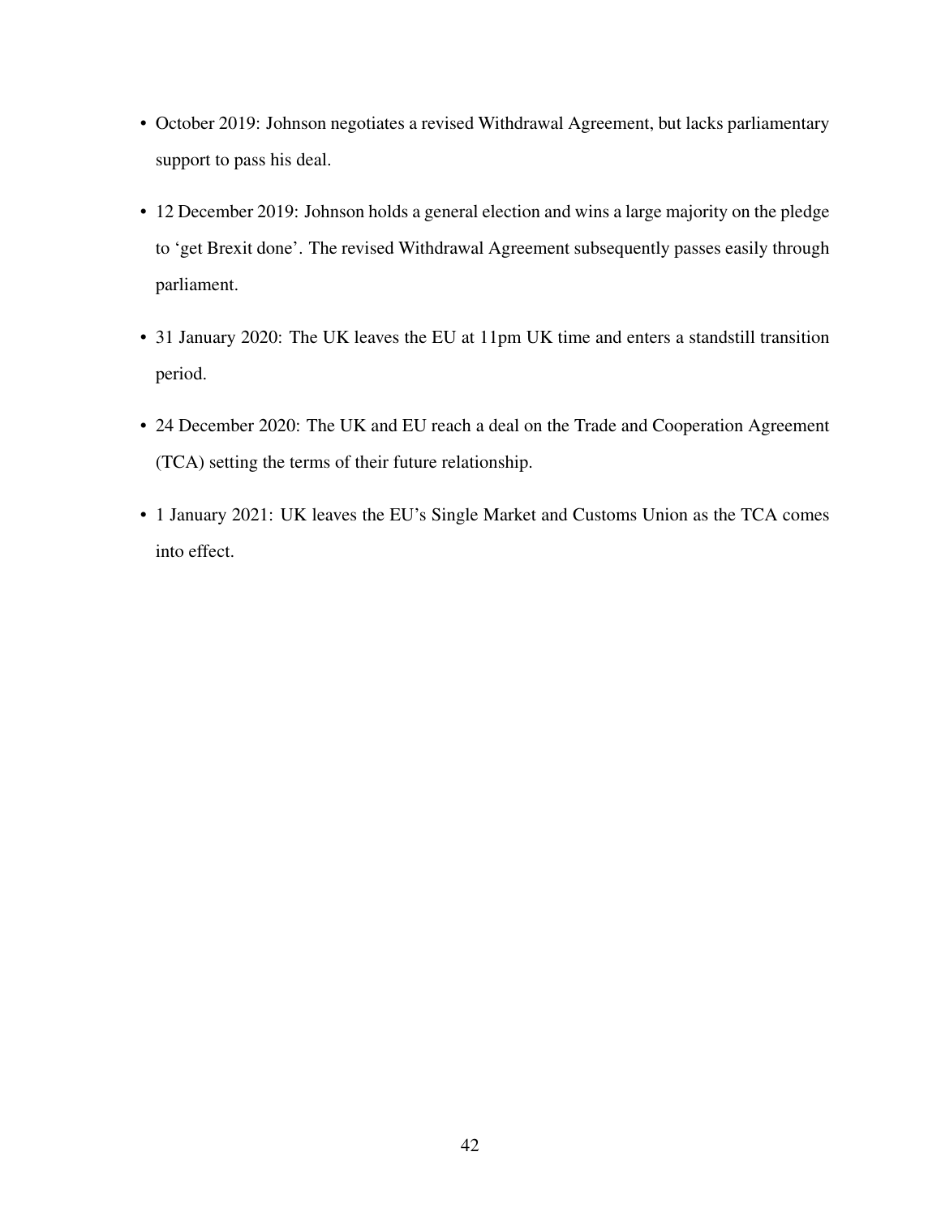- October 2019: Johnson negotiates a revised Withdrawal Agreement, but lacks parliamentary support to pass his deal.
- 12 December 2019: Johnson holds a general election and wins a large majority on the pledge to 'get Brexit done'. The revised Withdrawal Agreement subsequently passes easily through parliament.
- 31 January 2020: The UK leaves the EU at 11pm UK time and enters a standstill transition period.
- 24 December 2020: The UK and EU reach a deal on the Trade and Cooperation Agreement (TCA) setting the terms of their future relationship.
- 1 January 2021: UK leaves the EU's Single Market and Customs Union as the TCA comes into effect.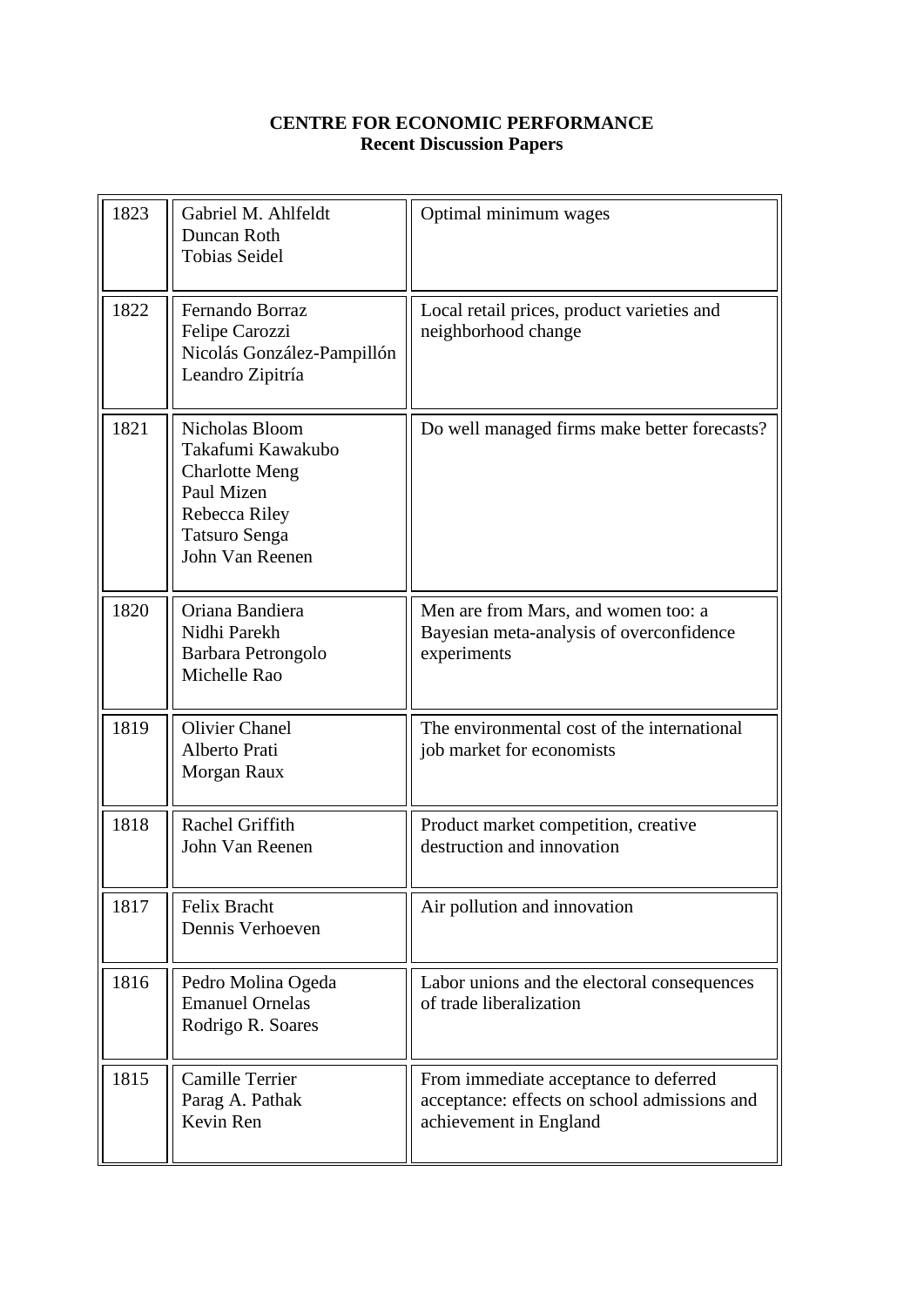**CENTRE FOR ECONOMIC PERFORMANCE**
**Recent Discussion Papers**

| | | |
|---|---|---|
| 1823 | Gabriel M. Ahlfeldt<br>Duncan Roth<br>Tobias Seidel | Optimal minimum wages |
| 1822 | Fernando Borraz<br>Felipe Carozzi<br>Nicolás González-Pampillón<br>Leandro Zipitría | Local retail prices, product varieties and neighborhood change |
| 1821 | Nicholas Bloom<br>Takafumi Kawakubo<br>Charlotte Meng<br>Paul Mizen<br>Rebecca Riley<br>Tatsuro Senga<br>John Van Reenen | Do well managed firms make better forecasts? |
| 1820 | Oriana Bandiera<br>Nidhi Parekh<br>Barbara Petrongolo<br>Michelle Rao | Men are from Mars, and women too: a Bayesian meta-analysis of overconfidence experiments |
| 1819 | Olivier Chanel<br>Alberto Prati<br>Morgan Raux | The environmental cost of the international job market for economists |
| 1818 | Rachel Griffith<br>John Van Reenen | Product market competition, creative destruction and innovation |
| 1817 | Felix Bracht<br>Dennis Verhoeven | Air pollution and innovation |
| 1816 | Pedro Molina Ogeda<br>Emanuel Ornelas<br>Rodrigo R. Soares | Labor unions and the electoral consequences of trade liberalization |
| 1815 | Camille Terrier<br>Parag A. Pathak<br>Kevin Ren | From immediate acceptance to deferred acceptance: effects on school admissions and achievement in England |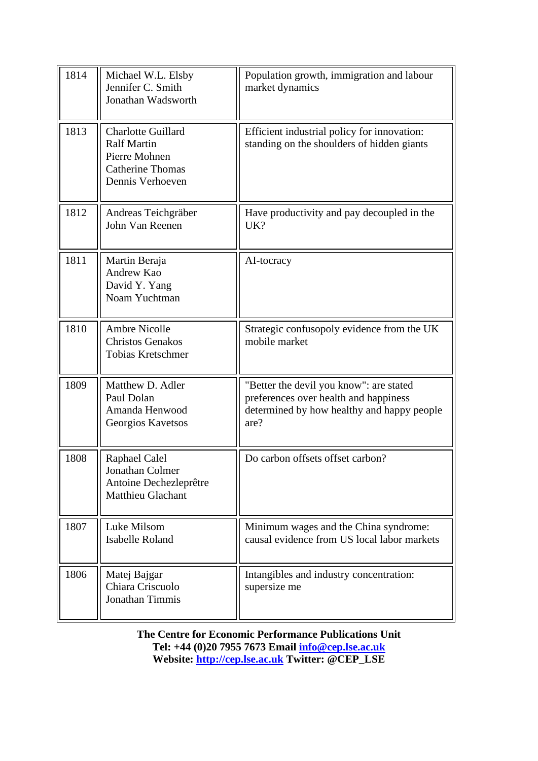| | | |
|---|---|---|
| 1814 | Michael W.L. Elsby<br>Jennifer C. Smith<br>Jonathan Wadsworth | Population growth, immigration and labour market dynamics |
| 1813 | Charlotte Guillard<br>Ralf Martin<br>Pierre Mohnen<br>Catherine Thomas<br>Dennis Verhoeven | Efficient industrial policy for innovation: standing on the shoulders of hidden giants |
| 1812 | Andreas Teichgräber<br>John Van Reenen | Have productivity and pay decoupled in the UK? |
| 1811 | Martin Beraja<br>Andrew Kao<br>David Y. Yang<br>Noam Yuchtman | AI-tocracy |
| 1810 | Ambre Nicolle<br>Christos Genakos<br>Tobias Kretschmer | Strategic confusopoly evidence from the UK mobile market |
| 1809 | Matthew D. Adler<br>Paul Dolan<br>Amanda Henwood<br>Georgios Kavetsos | "Better the devil you know": are stated preferences over health and happiness determined by how healthy and happy people are? |
| 1808 | Raphael Calel<br>Jonathan Colmer<br>Antoine Dechezleprêtre<br>Matthieu Glachant | Do carbon offsets offset carbon? |
| 1807 | Luke Milsom<br>Isabelle Roland | Minimum wages and the China syndrome: causal evidence from US local labor markets |
| 1806 | Matej Bajgar<br>Chiara Criscuolo<br>Jonathan Timmis | Intangibles and industry concentration: supersize me |

**The Centre for Economic Performance Publications Unit**
**Tel: +44 (0)20 7955 7673 Email [info@cep.lse.ac.uk](mailto:info@cep.lse.ac.uk)**
**Website: [http://cep.lse.ac.uk](http://cep.lse.ac.uk) Twitter: @CEP_LSE**